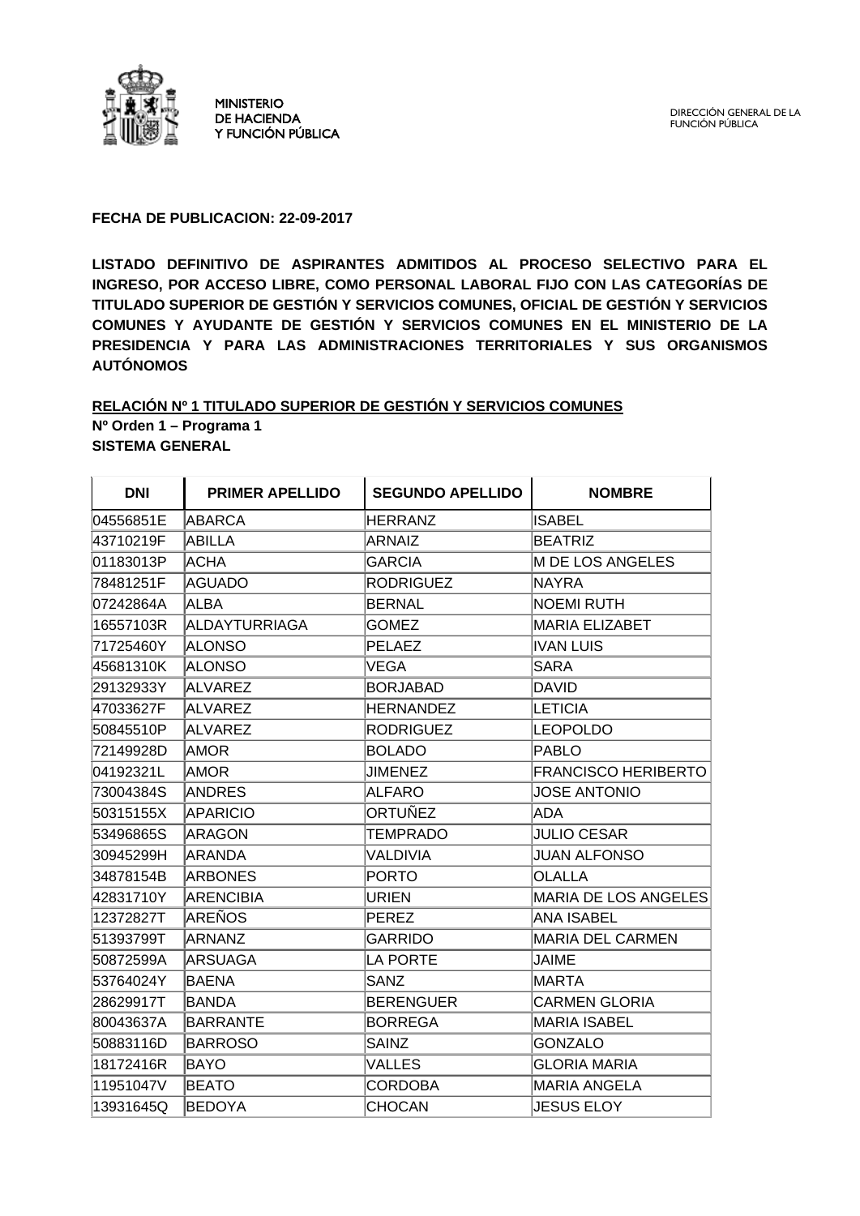MINISTERIO
DE HACIENDA
Y FUNCIÓN PÚBLICA

DIRECCIÓN GENERAL DE LA FUNCIÓN PÚBLICA

**FECHA DE PUBLICACION: 22-09-2017**

**LISTADO DEFINITIVO DE ASPIRANTES ADMITIDOS AL PROCESO SELECTIVO PARA EL INGRESO, POR ACCESO LIBRE, COMO PERSONAL LABORAL FIJO CON LAS CATEGORÍAS DE TITULADO SUPERIOR DE GESTIÓN Y SERVICIOS COMUNES, OFICIAL DE GESTIÓN Y SERVICIOS COMUNES Y AYUDANTE DE GESTIÓN Y SERVICIOS COMUNES EN EL MINISTERIO DE LA PRESIDENCIA Y PARA LAS ADMINISTRACIONES TERRITORIALES Y SUS ORGANISMOS AUTÓNOMOS**

**RELACIÓN Nº 1 TITULADO SUPERIOR DE GESTIÓN Y SERVICIOS COMUNES**
**Nº Orden 1 – Programa 1**
**SISTEMA GENERAL**

| DNI | PRIMER APELLIDO | SEGUNDO APELLIDO | NOMBRE |
|---|---|---|---|
| 04556851E | ABARCA | HERRANZ | ISABEL |
| 43710219F | ABILLA | ARNAIZ | BEATRIZ |
| 01183013P | ACHA | GARCIA | M DE LOS ANGELES |
| 78481251F | AGUADO | RODRIGUEZ | NAYRA |
| 07242864A | ALBA | BERNAL | NOEMI RUTH |
| 16557103R | ALDAYTURRIAGA | GOMEZ | MARIA ELIZABET |
| 71725460Y | ALONSO | PELAEZ | IVAN LUIS |
| 45681310K | ALONSO | VEGA | SARA |
| 29132933Y | ALVAREZ | BORJABAD | DAVID |
| 47033627F | ALVAREZ | HERNANDEZ | LETICIA |
| 50845510P | ALVAREZ | RODRIGUEZ | LEOPOLDO |
| 72149928D | AMOR | BOLADO | PABLO |
| 04192321L | AMOR | JIMENEZ | FRANCISCO HERIBERTO |
| 73004384S | ANDRES | ALFARO | JOSE ANTONIO |
| 50315155X | APARICIO | ORTUÑEZ | ADA |
| 53496865S | ARAGON | TEMPRADO | JULIO CESAR |
| 30945299H | ARANDA | VALDIVIA | JUAN ALFONSO |
| 34878154B | ARBONES | PORTO | OLALLA |
| 42831710Y | ARENCIBIA | URIEN | MARIA DE LOS ANGELES |
| 12372827T | AREÑOS | PEREZ | ANA ISABEL |
| 51393799T | ARNANZ | GARRIDO | MARIA DEL CARMEN |
| 50872599A | ARSUAGA | LA PORTE | JAIME |
| 53764024Y | BAENA | SANZ | MARTA |
| 28629917T | BANDA | BERENGUER | CARMEN GLORIA |
| 80043637A | BARRANTE | BORREGA | MARIA ISABEL |
| 50883116D | BARROSO | SAINZ | GONZALO |
| 18172416R | BAYO | VALLES | GLORIA MARIA |
| 11951047V | BEATO | CORDOBA | MARIA ANGELA |
| 13931645Q | BEDOYA | CHOCAN | JESUS ELOY |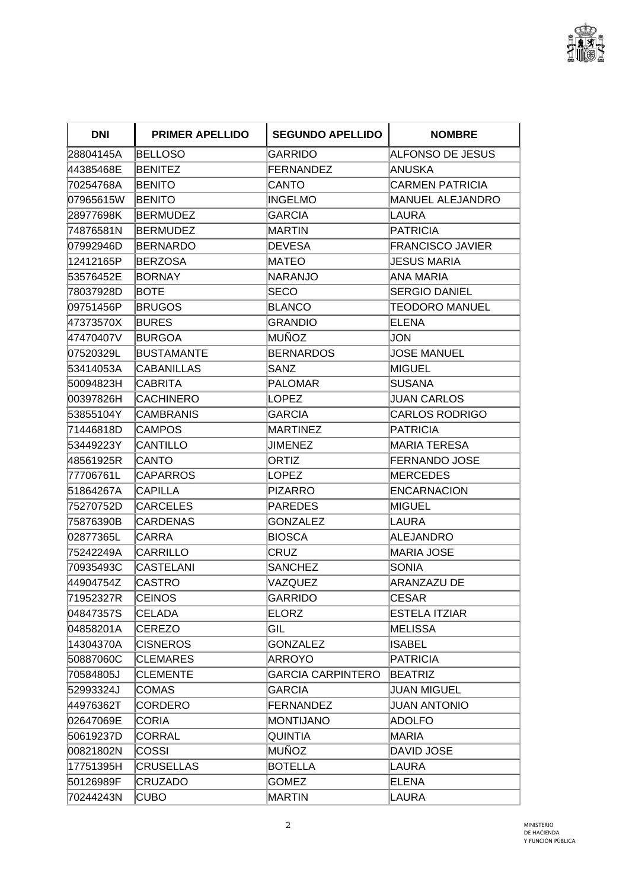| DNI | PRIMER APELLIDO | SEGUNDO APELLIDO | NOMBRE |
|---|---|---|---|
| 28804145A | BELLOSO | GARRIDO | ALFONSO DE JESUS |
| 44385468E | BENITEZ | FERNANDEZ | ANUSKA |
| 70254768A | BENITO | CANTO | CARMEN PATRICIA |
| 07965615W | BENITO | INGELMO | MANUEL ALEJANDRO |
| 28977698K | BERMUDEZ | GARCIA | LAURA |
| 74876581N | BERMUDEZ | MARTIN | PATRICIA |
| 07992946D | BERNARDO | DEVESA | FRANCISCO JAVIER |
| 12412165P | BERZOSA | MATEO | JESUS MARIA |
| 53576452E | BORNAY | NARANJO | ANA MARIA |
| 78037928D | BOTE | SECO | SERGIO DANIEL |
| 09751456P | BRUGOS | BLANCO | TEODORO MANUEL |
| 47373570X | BURES | GRANDIO | ELENA |
| 47470407V | BURGOA | MUÑOZ | JON |
| 07520329L | BUSTAMANTE | BERNARDOS | JOSE MANUEL |
| 53414053A | CABANILLAS | SANZ | MIGUEL |
| 50094823H | CABRITA | PALOMAR | SUSANA |
| 00397826H | CACHINERO | LOPEZ | JUAN CARLOS |
| 53855104Y | CAMBRANIS | GARCIA | CARLOS RODRIGO |
| 71446818D | CAMPOS | MARTINEZ | PATRICIA |
| 53449223Y | CANTILLO | JIMENEZ | MARIA TERESA |
| 48561925R | CANTO | ORTIZ | FERNANDO JOSE |
| 77706761L | CAPARROS | LOPEZ | MERCEDES |
| 51864267A | CAPILLA | PIZARRO | ENCARNACION |
| 75270752D | CARCELES | PAREDES | MIGUEL |
| 75876390B | CARDENAS | GONZALEZ | LAURA |
| 02877365L | CARRA | BIOSCA | ALEJANDRO |
| 75242249A | CARRILLO | CRUZ | MARIA JOSE |
| 70935493C | CASTELANI | SANCHEZ | SONIA |
| 44904754Z | CASTRO | VAZQUEZ | ARANZAZU DE |
| 71952327R | CEINOS | GARRIDO | CESAR |
| 04847357S | CELADA | ELORZ | ESTELA ITZIAR |
| 04858201A | CEREZO | GIL | MELISSA |
| 14304370A | CISNEROS | GONZALEZ | ISABEL |
| 50887060C | CLEMARES | ARROYO | PATRICIA |
| 70584805J | CLEMENTE | GARCIA CARPINTERO | BEATRIZ |
| 52993324J | COMAS | GARCIA | JUAN MIGUEL |
| 44976362T | CORDERO | FERNANDEZ | JUAN ANTONIO |
| 02647069E | CORIA | MONTIJANO | ADOLFO |
| 50619237D | CORRAL | QUINTIA | MARIA |
| 00821802N | COSSI | MUÑOZ | DAVID JOSE |
| 17751395H | CRUSELLAS | BOTELLA | LAURA |
| 50126989F | CRUZADO | GOMEZ | ELENA |
| 70244243N | CUBO | MARTIN | LAURA |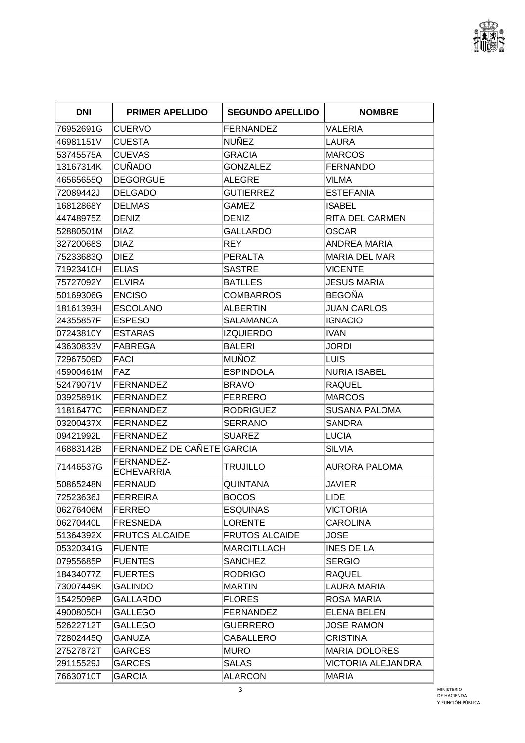| DNI | PRIMER APELLIDO | SEGUNDO APELLIDO | NOMBRE |
|---|---|---|---|
| 76952691G | CUERVO | FERNANDEZ | VALERIA |
| 46981151V | CUESTA | NUÑEZ | LAURA |
| 53745575A | CUEVAS | GRACIA | MARCOS |
| 13167314K | CUÑADO | GONZALEZ | FERNANDO |
| 46565655Q | DEGORGUE | ALEGRE | VILMA |
| 72089442J | DELGADO | GUTIERREZ | ESTEFANIA |
| 16812868Y | DELMAS | GAMEZ | ISABEL |
| 44748975Z | DENIZ | DENIZ | RITA DEL CARMEN |
| 52880501M | DIAZ | GALLARDO | OSCAR |
| 32720068S | DIAZ | REY | ANDREA MARIA |
| 75233683Q | DIEZ | PERALTA | MARIA DEL MAR |
| 71923410H | ELIAS | SASTRE | VICENTE |
| 75727092Y | ELVIRA | BATLLES | JESUS MARIA |
| 50169306G | ENCISO | COMBARROS | BEGOÑA |
| 18161393H | ESCOLANO | ALBERTIN | JUAN CARLOS |
| 24355857F | ESPESO | SALAMANCA | IGNACIO |
| 07243810Y | ESTARAS | IZQUIERDO | IVAN |
| 43630833V | FABREGA | BALERI | JORDI |
| 72967509D | FACI | MUÑOZ | LUIS |
| 45900461M | FAZ | ESPINDOLA | NURIA ISABEL |
| 52479071V | FERNANDEZ | BRAVO | RAQUEL |
| 03925891K | FERNANDEZ | FERRERO | MARCOS |
| 11816477C | FERNANDEZ | RODRIGUEZ | SUSANA PALOMA |
| 03200437X | FERNANDEZ | SERRANO | SANDRA |
| 09421992L | FERNANDEZ | SUAREZ | LUCIA |
| 46883142B | FERNANDEZ DE CAÑETE | GARCIA | SILVIA |
| 71446537G | FERNANDEZ-ECHEVARRIA | TRUJILLO | AURORA PALOMA |
| 50865248N | FERNAUD | QUINTANA | JAVIER |
| 72523636J | FERREIRA | BOCOS | LIDE |
| 06276406M | FERREO | ESQUINAS | VICTORIA |
| 06270440L | FRESNEDA | LORENTE | CAROLINA |
| 51364392X | FRUTOS ALCAIDE | FRUTOS ALCAIDE | JOSE |
| 05320341G | FUENTE | MARCITLLACH | INES DE LA |
| 07955685P | FUENTES | SANCHEZ | SERGIO |
| 18434077Z | FUERTES | RODRIGO | RAQUEL |
| 73007449K | GALINDO | MARTIN | LAURA MARIA |
| 15425096P | GALLARDO | FLORES | ROSA MARIA |
| 49008050H | GALLEGO | FERNANDEZ | ELENA BELEN |
| 52622712T | GALLEGO | GUERRERO | JOSE RAMON |
| 72802445Q | GANUZA | CABALLERO | CRISTINA |
| 27527872T | GARCES | MURO | MARIA DOLORES |
| 29115529J | GARCES | SALAS | VICTORIA ALEJANDRA |
| 76630710T | GARCIA | ALARCON | MARIA |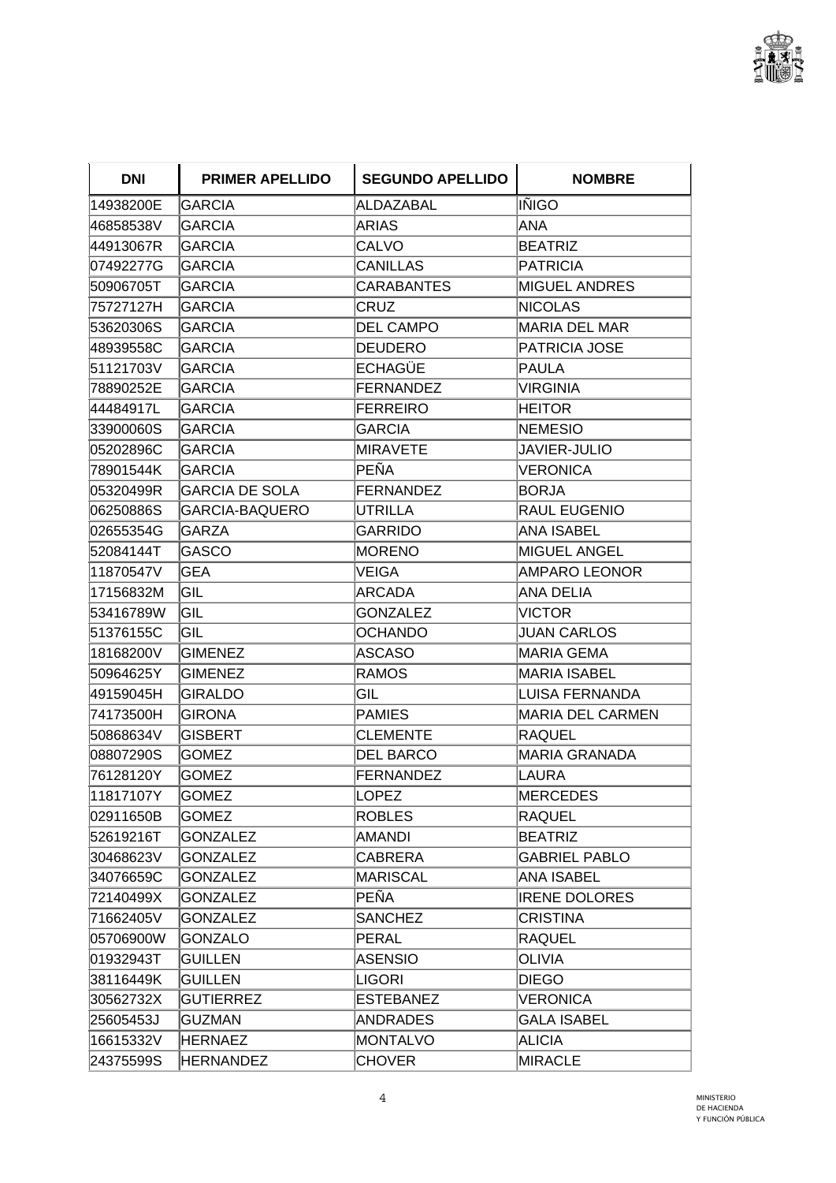| DNI | PRIMER APELLIDO | SEGUNDO APELLIDO | NOMBRE |
|---|---|---|---|
| 14938200E | GARCIA | ALDAZABAL | IÑIGO |
| 46858538V | GARCIA | ARIAS | ANA |
| 44913067R | GARCIA | CALVO | BEATRIZ |
| 07492277G | GARCIA | CANILLAS | PATRICIA |
| 50906705T | GARCIA | CARABANTES | MIGUEL ANDRES |
| 75727127H | GARCIA | CRUZ | NICOLAS |
| 53620306S | GARCIA | DEL CAMPO | MARIA DEL MAR |
| 48939558C | GARCIA | DEUDERO | PATRICIA JOSE |
| 51121703V | GARCIA | ECHAGÜE | PAULA |
| 78890252E | GARCIA | FERNANDEZ | VIRGINIA |
| 44484917L | GARCIA | FERREIRO | HEITOR |
| 33900060S | GARCIA | GARCIA | NEMESIO |
| 05202896C | GARCIA | MIRAVETE | JAVIER-JULIO |
| 78901544K | GARCIA | PEÑA | VERONICA |
| 05320499R | GARCIA DE SOLA | FERNANDEZ | BORJA |
| 06250886S | GARCIA-BAQUERO | UTRILLA | RAUL EUGENIO |
| 02655354G | GARZA | GARRIDO | ANA ISABEL |
| 52084144T | GASCO | MORENO | MIGUEL ANGEL |
| 11870547V | GEA | VEIGA | AMPARO LEONOR |
| 17156832M | GIL | ARCADA | ANA DELIA |
| 53416789W | GIL | GONZALEZ | VICTOR |
| 51376155C | GIL | OCHANDO | JUAN CARLOS |
| 18168200V | GIMENEZ | ASCASO | MARIA GEMA |
| 50964625Y | GIMENEZ | RAMOS | MARIA ISABEL |
| 49159045H | GIRALDO | GIL | LUISA FERNANDA |
| 74173500H | GIRONA | PAMIES | MARIA DEL CARMEN |
| 50868634V | GISBERT | CLEMENTE | RAQUEL |
| 08807290S | GOMEZ | DEL BARCO | MARIA GRANADA |
| 76128120Y | GOMEZ | FERNANDEZ | LAURA |
| 11817107Y | GOMEZ | LOPEZ | MERCEDES |
| 02911650B | GOMEZ | ROBLES | RAQUEL |
| 52619216T | GONZALEZ | AMANDI | BEATRIZ |
| 30468623V | GONZALEZ | CABRERA | GABRIEL PABLO |
| 34076659C | GONZALEZ | MARISCAL | ANA ISABEL |
| 72140499X | GONZALEZ | PEÑA | IRENE DOLORES |
| 71662405V | GONZALEZ | SANCHEZ | CRISTINA |
| 05706900W | GONZALO | PERAL | RAQUEL |
| 01932943T | GUILLEN | ASENSIO | OLIVIA |
| 38116449K | GUILLEN | LIGORI | DIEGO |
| 30562732X | GUTIERREZ | ESTEBANEZ | VERONICA |
| 25605453J | GUZMAN | ANDRADES | GALA ISABEL |
| 16615332V | HERNAEZ | MONTALVO | ALICIA |
| 24375599S | HERNANDEZ | CHOVER | MIRACLE |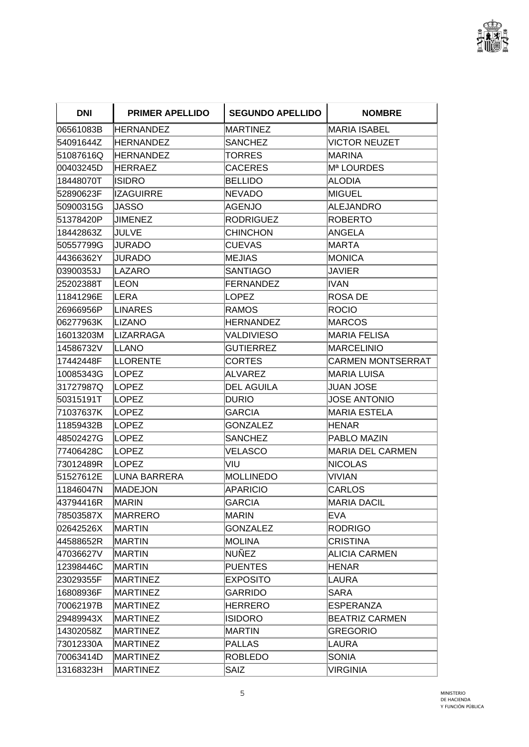| DNI | PRIMER APELLIDO | SEGUNDO APELLIDO | NOMBRE |
| --- | --- | --- | --- |
| 06561083B | HERNANDEZ | MARTINEZ | MARIA ISABEL |
| 54091644Z | HERNANDEZ | SANCHEZ | VICTOR NEUZET |
| 51087616Q | HERNANDEZ | TORRES | MARINA |
| 00403245D | HERRAEZ | CACERES | Mª LOURDES |
| 18448070T | ISIDRO | BELLIDO | ALODIA |
| 52890623F | IZAGUIRRE | NEVADO | MIGUEL |
| 50900315G | JASSO | AGENJO | ALEJANDRO |
| 51378420P | JIMENEZ | RODRIGUEZ | ROBERTO |
| 18442863Z | JULVE | CHINCHON | ANGELA |
| 50557799G | JURADO | CUEVAS | MARTA |
| 44366362Y | JURADO | MEJIAS | MONICA |
| 03900353J | LAZARO | SANTIAGO | JAVIER |
| 25202388T | LEON | FERNANDEZ | IVAN |
| 11841296E | LERA | LOPEZ | ROSA DE |
| 26966956P | LINARES | RAMOS | ROCIO |
| 06277963K | LIZANO | HERNANDEZ | MARCOS |
| 16013203M | LIZARRAGA | VALDIVIESO | MARIA FELISA |
| 14586732V | LLANO | GUTIERREZ | MARCELINIO |
| 17442448F | LLORENTE | CORTES | CARMEN MONTSERRAT |
| 10085343G | LOPEZ | ALVAREZ | MARIA LUISA |
| 31727987Q | LOPEZ | DEL AGUILA | JUAN JOSE |
| 50315191T | LOPEZ | DURIO | JOSE ANTONIO |
| 71037637K | LOPEZ | GARCIA | MARIA ESTELA |
| 11859432B | LOPEZ | GONZALEZ | HENAR |
| 48502427G | LOPEZ | SANCHEZ | PABLO MAZIN |
| 77406428C | LOPEZ | VELASCO | MARIA DEL CARMEN |
| 73012489R | LOPEZ | VIU | NICOLAS |
| 51527612E | LUNA BARRERA | MOLLINEDO | VIVIAN |
| 11846047N | MADEJON | APARICIO | CARLOS |
| 43794416R | MARIN | GARCIA | MARIA DACIL |
| 78503587X | MARRERO | MARIN | EVA |
| 02642526X | MARTIN | GONZALEZ | RODRIGO |
| 44588652R | MARTIN | MOLINA | CRISTINA |
| 47036627V | MARTIN | NUÑEZ | ALICIA CARMEN |
| 12398446C | MARTIN | PUENTES | HENAR |
| 23029355F | MARTINEZ | EXPOSITO | LAURA |
| 16808936F | MARTINEZ | GARRIDO | SARA |
| 70062197B | MARTINEZ | HERRERO | ESPERANZA |
| 29489943X | MARTINEZ | ISIDORO | BEATRIZ CARMEN |
| 14302058Z | MARTINEZ | MARTIN | GREGORIO |
| 73012330A | MARTINEZ | PALLAS | LAURA |
| 70063414D | MARTINEZ | ROBLEDO | SONIA |
| 13168323H | MARTINEZ | SAIZ | VIRGINIA |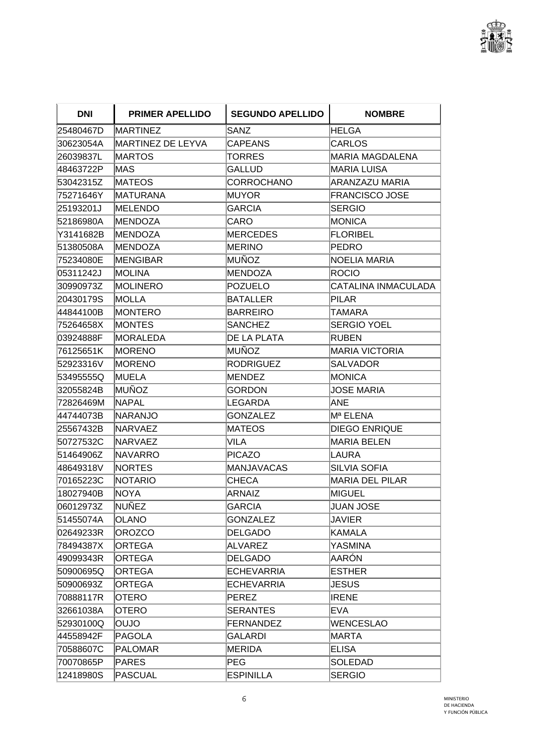| DNI | PRIMER APELLIDO | SEGUNDO APELLIDO | NOMBRE |
| --- | --- | --- | --- |
| 25480467D | MARTINEZ | SANZ | HELGA |
| 30623054A | MARTINEZ DE LEYVA | CAPEANS | CARLOS |
| 26039837L | MARTOS | TORRES | MARIA MAGDALENA |
| 48463722P | MAS | GALLUD | MARIA LUISA |
| 53042315Z | MATEOS | CORROCHANO | ARANZAZU MARIA |
| 75271646Y | MATURANA | MUYOR | FRANCISCO JOSE |
| 25193201J | MELENDO | GARCIA | SERGIO |
| 52186980A | MENDOZA | CARO | MONICA |
| Y3141682B | MENDOZA | MERCEDES | FLORIBEL |
| 51380508A | MENDOZA | MERINO | PEDRO |
| 75234080E | MENGIBAR | MUÑOZ | NOELIA MARIA |
| 05311242J | MOLINA | MENDOZA | ROCIO |
| 30990973Z | MOLINERO | POZUELO | CATALINA INMACULADA |
| 20430179S | MOLLA | BATALLER | PILAR |
| 44844100B | MONTERO | BARREIRO | TAMARA |
| 75264658X | MONTES | SANCHEZ | SERGIO YOEL |
| 03924888F | MORALEDA | DE LA PLATA | RUBEN |
| 76125651K | MORENO | MUÑOZ | MARIA VICTORIA |
| 52923316V | MORENO | RODRIGUEZ | SALVADOR |
| 53495555Q | MUELA | MENDEZ | MONICA |
| 32055824B | MUÑOZ | GORDON | JOSE MARIA |
| 72826469M | NAPAL | LEGARDA | ANE |
| 44744073B | NARANJO | GONZALEZ | Mª ELENA |
| 25567432B | NARVAEZ | MATEOS | DIEGO ENRIQUE |
| 50727532C | NARVAEZ | VILA | MARIA BELEN |
| 51464906Z | NAVARRO | PICAZO | LAURA |
| 48649318V | NORTES | MANJAVACAS | SILVIA SOFIA |
| 70165223C | NOTARIO | CHECA | MARIA DEL PILAR |
| 18027940B | NOYA | ARNAIZ | MIGUEL |
| 06012973Z | NUÑEZ | GARCIA | JUAN JOSE |
| 51455074A | OLANO | GONZALEZ | JAVIER |
| 02649233R | OROZCO | DELGADO | KAMALA |
| 78494387X | ORTEGA | ALVAREZ | YASMINA |
| 49099343R | ORTEGA | DELGADO | AARÓN |
| 50900695Q | ORTEGA | ECHEVARRIA | ESTHER |
| 50900693Z | ORTEGA | ECHEVARRIA | JESUS |
| 70888117R | OTERO | PEREZ | IRENE |
| 32661038A | OTERO | SERANTES | EVA |
| 52930100Q | OUJO | FERNANDEZ | WENCESLAO |
| 44558942F | PAGOLA | GALARDI | MARTA |
| 70588607C | PALOMAR | MERIDA | ELISA |
| 70070865P | PARES | PEG | SOLEDAD |
| 12418980S | PASCUAL | ESPINILLA | SERGIO |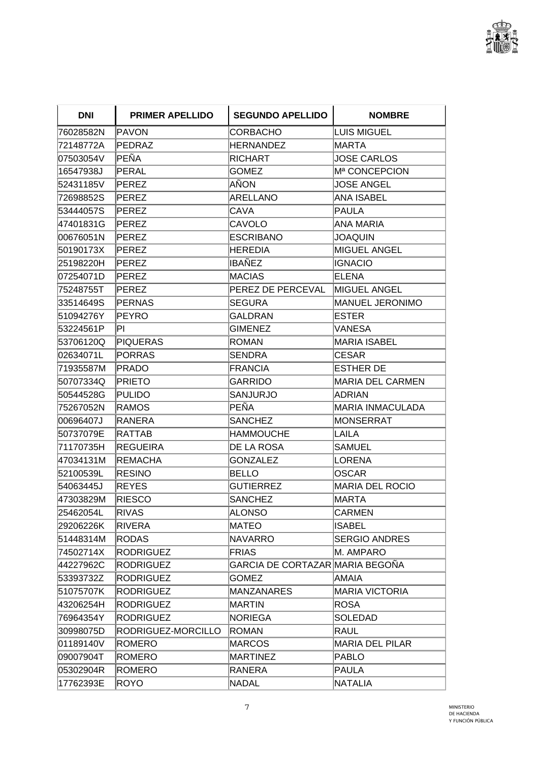| DNI | PRIMER APELLIDO | SEGUNDO APELLIDO | NOMBRE |
|---|---|---|---|
| 76028582N | PAVON | CORBACHO | LUIS MIGUEL |
| 72148772A | PEDRAZ | HERNANDEZ | MARTA |
| 07503054V | PEÑA | RICHART | JOSE CARLOS |
| 16547938J | PERAL | GOMEZ | Mª CONCEPCION |
| 52431185V | PEREZ | AÑON | JOSE ANGEL |
| 72698852S | PEREZ | ARELLANO | ANA ISABEL |
| 53444057S | PEREZ | CAVA | PAULA |
| 47401831G | PEREZ | CAVOLO | ANA MARIA |
| 00676051N | PEREZ | ESCRIBANO | JOAQUIN |
| 50190173X | PEREZ | HEREDIA | MIGUEL ANGEL |
| 25198220H | PEREZ | IBAÑEZ | IGNACIO |
| 07254071D | PEREZ | MACIAS | ELENA |
| 75248755T | PEREZ | PEREZ DE PERCEVAL | MIGUEL ANGEL |
| 33514649S | PERNAS | SEGURA | MANUEL JERONIMO |
| 51094276Y | PEYRO | GALDRAN | ESTER |
| 53224561P | PI | GIMENEZ | VANESA |
| 53706120Q | PIQUERAS | ROMAN | MARIA ISABEL |
| 02634071L | PORRAS | SENDRA | CESAR |
| 71935587M | PRADO | FRANCIA | ESTHER DE |
| 50707334Q | PRIETO | GARRIDO | MARIA DEL CARMEN |
| 50544528G | PULIDO | SANJURJO | ADRIAN |
| 75267052N | RAMOS | PEÑA | MARIA INMACULADA |
| 00696407J | RANERA | SANCHEZ | MONSERRAT |
| 50737079E | RATTAB | HAMMOUCHE | LAILA |
| 71170735H | REGUEIRA | DE LA ROSA | SAMUEL |
| 47034131M | REMACHA | GONZALEZ | LORENA |
| 52100539L | RESINO | BELLO | OSCAR |
| 54063445J | REYES | GUTIERREZ | MARIA DEL ROCIO |
| 47303829M | RIESCO | SANCHEZ | MARTA |
| 25462054L | RIVAS | ALONSO | CARMEN |
| 29206226K | RIVERA | MATEO | ISABEL |
| 51448314M | RODAS | NAVARRO | SERGIO ANDRES |
| 74502714X | RODRIGUEZ | FRIAS | M. AMPARO |
| 44227962C | RODRIGUEZ | GARCIA DE CORTAZAR | MARIA BEGOÑA |
| 53393732Z | RODRIGUEZ | GOMEZ | AMAIA |
| 51075707K | RODRIGUEZ | MANZANARES | MARIA VICTORIA |
| 43206254H | RODRIGUEZ | MARTIN | ROSA |
| 76964354Y | RODRIGUEZ | NORIEGA | SOLEDAD |
| 30998075D | RODRIGUEZ-MORCILLO | ROMAN | RAUL |
| 01189140V | ROMERO | MARCOS | MARIA DEL PILAR |
| 09007904T | ROMERO | MARTINEZ | PABLO |
| 05302904R | ROMERO | RANERA | PAULA |
| 17762393E | ROYO | NADAL | NATALIA |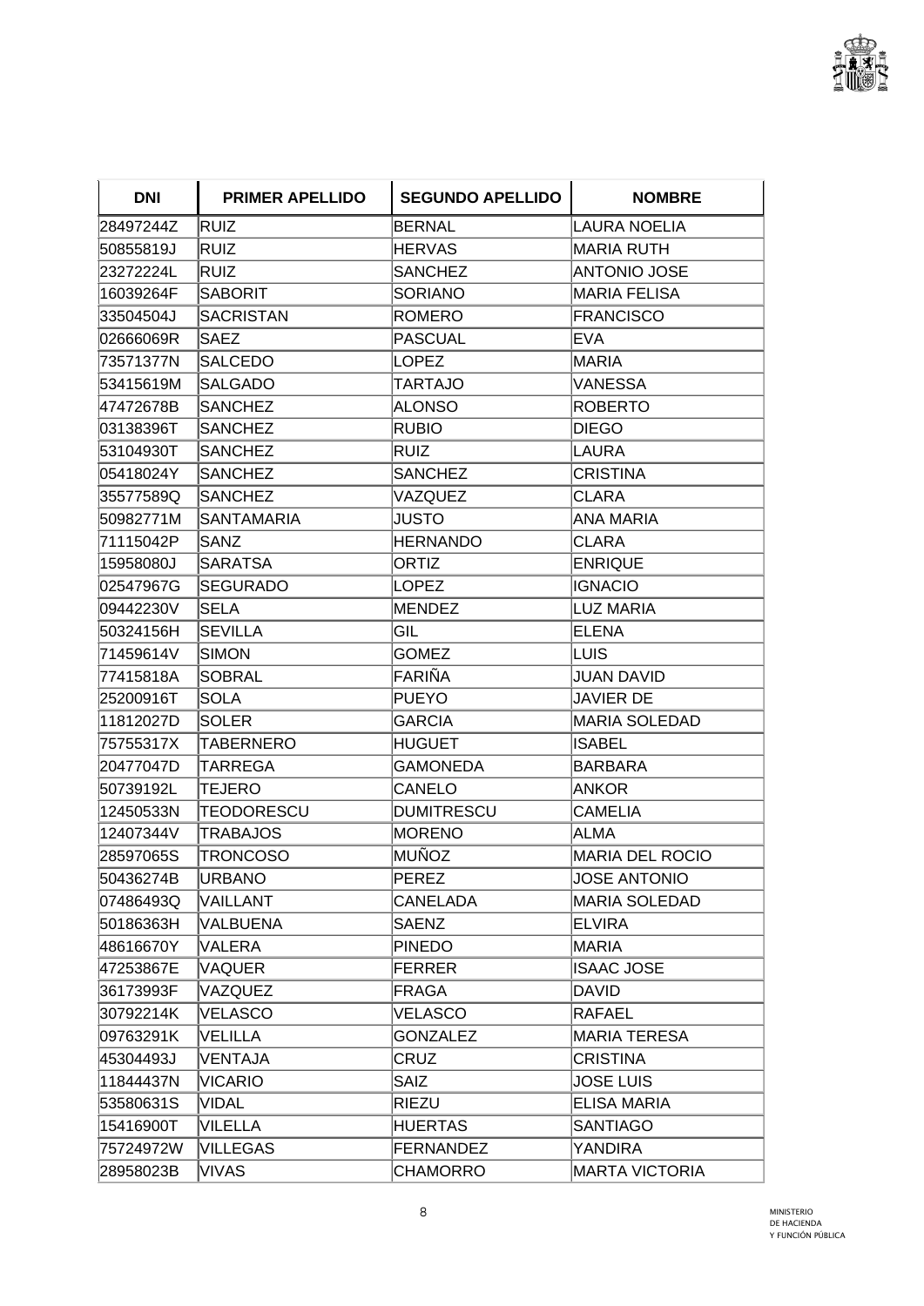| DNI | PRIMER APELLIDO | SEGUNDO APELLIDO | NOMBRE |
|---|---|---|---|
| 28497244Z | RUIZ | BERNAL | LAURA NOELIA |
| 50855819J | RUIZ | HERVAS | MARIA RUTH |
| 23272224L | RUIZ | SANCHEZ | ANTONIO JOSE |
| 16039264F | SABORIT | SORIANO | MARIA FELISA |
| 33504504J | SACRISTAN | ROMERO | FRANCISCO |
| 02666069R | SAEZ | PASCUAL | EVA |
| 73571377N | SALCEDO | LOPEZ | MARIA |
| 53415619M | SALGADO | TARTAJO | VANESSA |
| 47472678B | SANCHEZ | ALONSO | ROBERTO |
| 03138396T | SANCHEZ | RUBIO | DIEGO |
| 53104930T | SANCHEZ | RUIZ | LAURA |
| 05418024Y | SANCHEZ | SANCHEZ | CRISTINA |
| 35577589Q | SANCHEZ | VAZQUEZ | CLARA |
| 50982771M | SANTAMARIA | JUSTO | ANA MARIA |
| 71115042P | SANZ | HERNANDO | CLARA |
| 15958080J | SARATSA | ORTIZ | ENRIQUE |
| 02547967G | SEGURADO | LOPEZ | IGNACIO |
| 09442230V | SELA | MENDEZ | LUZ MARIA |
| 50324156H | SEVILLA | GIL | ELENA |
| 71459614V | SIMON | GOMEZ | LUIS |
| 77415818A | SOBRAL | FARIÑA | JUAN DAVID |
| 25200916T | SOLA | PUEYO | JAVIER DE |
| 11812027D | SOLER | GARCIA | MARIA SOLEDAD |
| 75755317X | TABERNERO | HUGUET | ISABEL |
| 20477047D | TARREGA | GAMONEDA | BARBARA |
| 50739192L | TEJERO | CANELO | ANKOR |
| 12450533N | TEODORESCU | DUMITRESCU | CAMELIA |
| 12407344V | TRABAJOS | MORENO | ALMA |
| 28597065S | TRONCOSO | MUÑOZ | MARIA DEL ROCIO |
| 50436274B | URBANO | PEREZ | JOSE ANTONIO |
| 07486493Q | VAILLANT | CANELADA | MARIA SOLEDAD |
| 50186363H | VALBUENA | SAENZ | ELVIRA |
| 48616670Y | VALERA | PINEDO | MARIA |
| 47253867E | VAQUER | FERRER | ISAAC JOSE |
| 36173993F | VAZQUEZ | FRAGA | DAVID |
| 30792214K | VELASCO | VELASCO | RAFAEL |
| 09763291K | VELILLA | GONZALEZ | MARIA TERESA |
| 45304493J | VENTAJA | CRUZ | CRISTINA |
| 11844437N | VICARIO | SAIZ | JOSE LUIS |
| 53580631S | VIDAL | RIEZU | ELISA MARIA |
| 15416900T | VILELLA | HUERTAS | SANTIAGO |
| 75724972W | VILLEGAS | FERNANDEZ | YANDIRA |
| 28958023B | VIVAS | CHAMORRO | MARTA VICTORIA |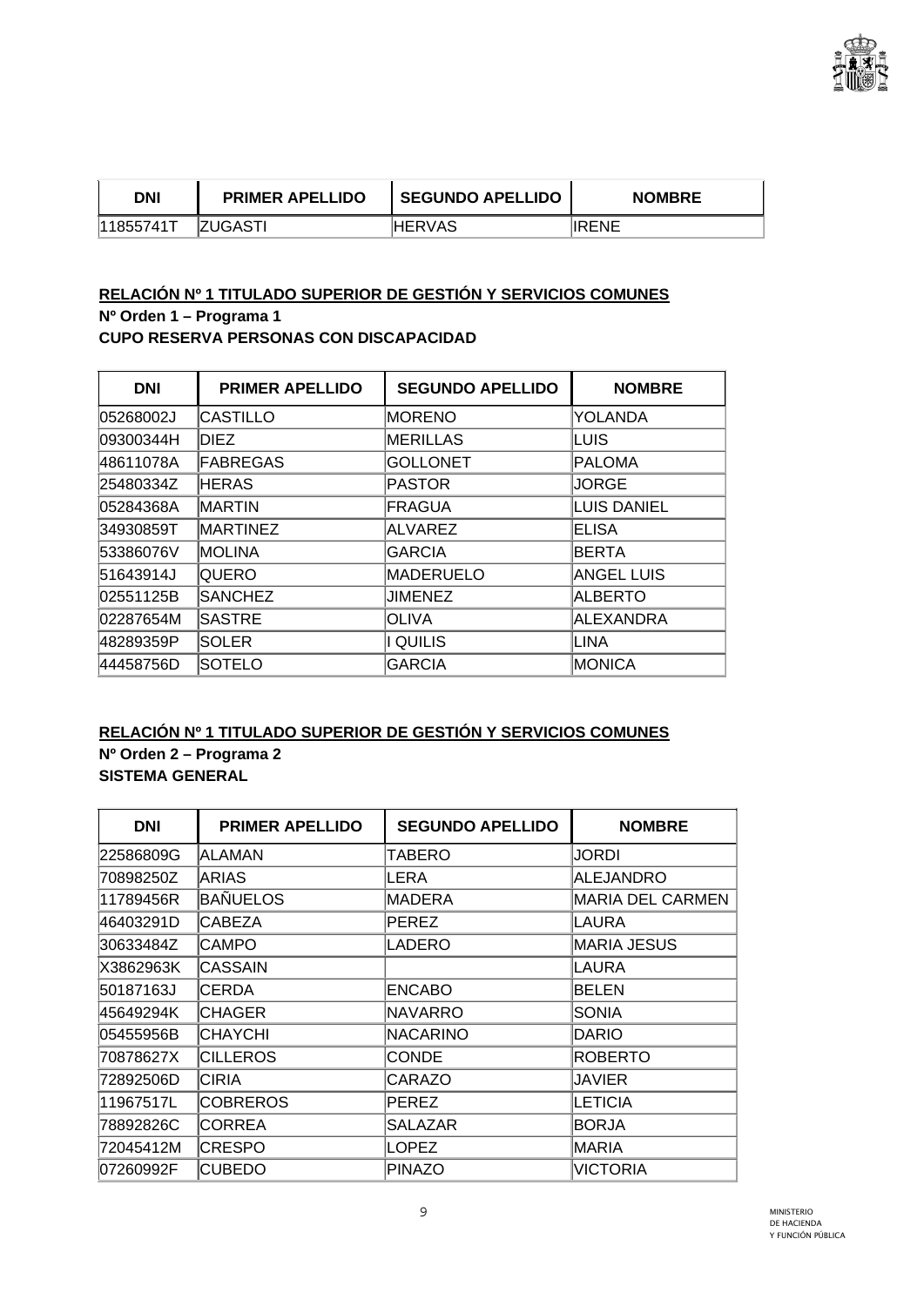| DNI | PRIMER APELLIDO | SEGUNDO APELLIDO | NOMBRE |
|---|---|---|---|
| 11855741T | ZUGASTI | HERVAS | IRENE |

**RELACIÓN Nº 1 TITULADO SUPERIOR DE GESTIÓN Y SERVICIOS COMUNES**

**Nº Orden 1 – Programa 1**

**CUPO RESERVA PERSONAS CON DISCAPACIDAD**

| DNI | PRIMER APELLIDO | SEGUNDO APELLIDO | NOMBRE |
|---|---|---|---|
| 05268002J | CASTILLO | MORENO | YOLANDA |
| 09300344H | DIEZ | MERILLAS | LUIS |
| 48611078A | FABREGAS | GOLLONET | PALOMA |
| 25480334Z | HERAS | PASTOR | JORGE |
| 05284368A | MARTIN | FRAGUA | LUIS DANIEL |
| 34930859T | MARTINEZ | ALVAREZ | ELISA |
| 53386076V | MOLINA | GARCIA | BERTA |
| 51643914J | QUERO | MADERUELO | ANGEL LUIS |
| 02551125B | SANCHEZ | JIMENEZ | ALBERTO |
| 02287654M | SASTRE | OLIVA | ALEXANDRA |
| 48289359P | SOLER | I QUILIS | LINA |
| 44458756D | SOTELO | GARCIA | MONICA |

**RELACIÓN Nº 1 TITULADO SUPERIOR DE GESTIÓN Y SERVICIOS COMUNES**

**Nº Orden 2 – Programa 2**

**SISTEMA GENERAL**

| DNI | PRIMER APELLIDO | SEGUNDO APELLIDO | NOMBRE |
|---|---|---|---|
| 22586809G | ALAMAN | TABERO | JORDI |
| 70898250Z | ARIAS | LERA | ALEJANDRO |
| 11789456R | BAÑUELOS | MADERA | MARIA DEL CARMEN |
| 46403291D | CABEZA | PEREZ | LAURA |
| 30633484Z | CAMPO | LADERO | MARIA JESUS |
| X3862963K | CASSAIN | | LAURA |
| 50187163J | CERDA | ENCABO | BELEN |
| 45649294K | CHAGER | NAVARRO | SONIA |
| 05455956B | CHAYCHI | NACARINO | DARIO |
| 70878627X | CILLEROS | CONDE | ROBERTO |
| 72892506D | CIRIA | CARAZO | JAVIER |
| 11967517L | COBREROS | PEREZ | LETICIA |
| 78892826C | CORREA | SALAZAR | BORJA |
| 72045412M | CRESPO | LOPEZ | MARIA |
| 07260992F | CUBEDO | PINAZO | VICTORIA |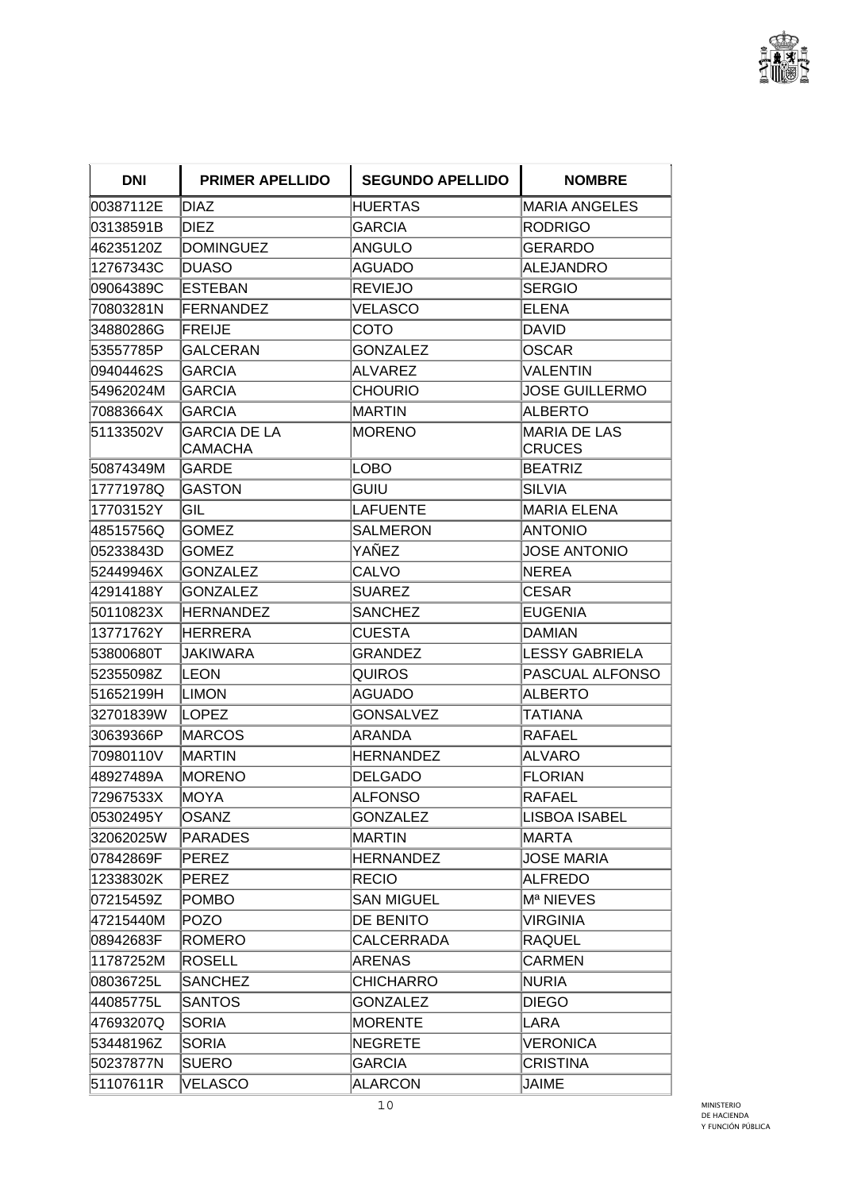| DNI | PRIMER APELLIDO | SEGUNDO APELLIDO | NOMBRE |
|---|---|---|---|
| 00387112E | DIAZ | HUERTAS | MARIA ANGELES |
| 03138591B | DIEZ | GARCIA | RODRIGO |
| 46235120Z | DOMINGUEZ | ANGULO | GERARDO |
| 12767343C | DUASO | AGUADO | ALEJANDRO |
| 09064389C | ESTEBAN | REVIEJO | SERGIO |
| 70803281N | FERNANDEZ | VELASCO | ELENA |
| 34880286G | FREIJE | COTO | DAVID |
| 53557785P | GALCERAN | GONZALEZ | OSCAR |
| 09404462S | GARCIA | ALVAREZ | VALENTIN |
| 54962024M | GARCIA | CHOURIO | JOSE GUILLERMO |
| 70883664X | GARCIA | MARTIN | ALBERTO |
| 51133502V | GARCIA DE LA CAMACHA | MORENO | MARIA DE LAS CRUCES |
| 50874349M | GARDE | LOBO | BEATRIZ |
| 17771978Q | GASTON | GUIU | SILVIA |
| 17703152Y | GIL | LAFUENTE | MARIA ELENA |
| 48515756Q | GOMEZ | SALMERON | ANTONIO |
| 05233843D | GOMEZ | YAÑEZ | JOSE ANTONIO |
| 52449946X | GONZALEZ | CALVO | NEREA |
| 42914188Y | GONZALEZ | SUAREZ | CESAR |
| 50110823X | HERNANDEZ | SANCHEZ | EUGENIA |
| 13771762Y | HERRERA | CUESTA | DAMIAN |
| 53800680T | JAKIWARA | GRANDEZ | LESSY GABRIELA |
| 52355098Z | LEON | QUIROS | PASCUAL ALFONSO |
| 51652199H | LIMON | AGUADO | ALBERTO |
| 32701839W | LOPEZ | GONSALVEZ | TATIANA |
| 30639366P | MARCOS | ARANDA | RAFAEL |
| 70980110V | MARTIN | HERNANDEZ | ALVARO |
| 48927489A | MORENO | DELGADO | FLORIAN |
| 72967533X | MOYA | ALFONSO | RAFAEL |
| 05302495Y | OSANZ | GONZALEZ | LISBOA ISABEL |
| 32062025W | PARADES | MARTIN | MARTA |
| 07842869F | PEREZ | HERNANDEZ | JOSE MARIA |
| 12338302K | PEREZ | RECIO | ALFREDO |
| 07215459Z | POMBO | SAN MIGUEL | Mª NIEVES |
| 47215440M | POZO | DE BENITO | VIRGINIA |
| 08942683F | ROMERO | CALCERRADA | RAQUEL |
| 11787252M | ROSELL | ARENAS | CARMEN |
| 08036725L | SANCHEZ | CHICHARRO | NURIA |
| 44085775L | SANTOS | GONZALEZ | DIEGO |
| 47693207Q | SORIA | MORENTE | LARA |
| 53448196Z | SORIA | NEGRETE | VERONICA |
| 50237877N | SUERO | GARCIA | CRISTINA |
| 51107611R | VELASCO | ALARCON | JAIME |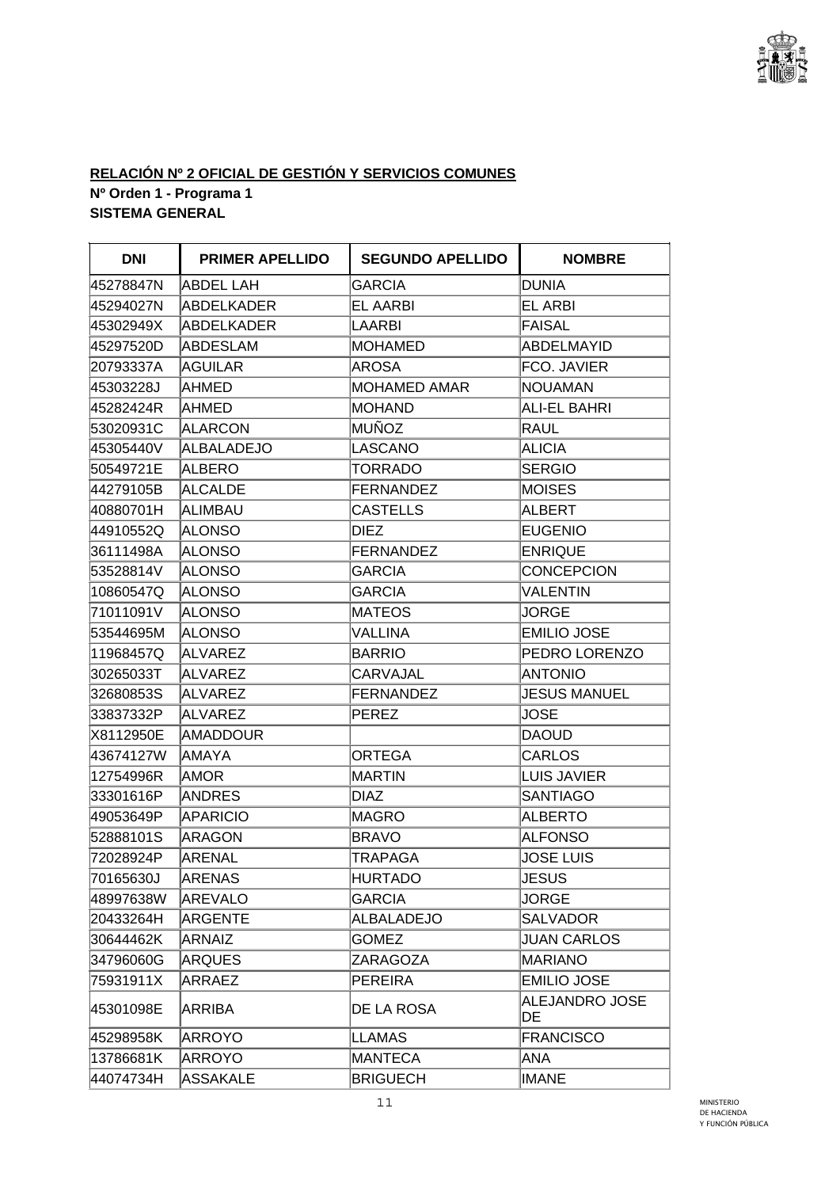**RELACIÓN Nº 2 OFICIAL DE GESTIÓN Y SERVICIOS COMUNES**

**Nº Orden 1 - Programa 1**

**SISTEMA GENERAL**

| DNI | PRIMER APELLIDO | SEGUNDO APELLIDO | NOMBRE |
|---|---|---|---|
| 45278847N | ABDEL LAH | GARCIA | DUNIA |
| 45294027N | ABDELKADER | EL AARBI | EL ARBI |
| 45302949X | ABDELKADER | LAARBI | FAISAL |
| 45297520D | ABDESLAM | MOHAMED | ABDELMAYID |
| 20793337A | AGUILAR | AROSA | FCO. JAVIER |
| 45303228J | AHMED | MOHAMED AMAR | NOUAMAN |
| 45282424R | AHMED | MOHAND | ALI-EL BAHRI |
| 53020931C | ALARCON | MUÑOZ | RAUL |
| 45305440V | ALBALADEJO | LASCANO | ALICIA |
| 50549721E | ALBERO | TORRADO | SERGIO |
| 44279105B | ALCALDE | FERNANDEZ | MOISES |
| 40880701H | ALIMBAU | CASTELLS | ALBERT |
| 44910552Q | ALONSO | DIEZ | EUGENIO |
| 36111498A | ALONSO | FERNANDEZ | ENRIQUE |
| 53528814V | ALONSO | GARCIA | CONCEPCION |
| 10860547Q | ALONSO | GARCIA | VALENTIN |
| 71011091V | ALONSO | MATEOS | JORGE |
| 53544695M | ALONSO | VALLINA | EMILIO JOSE |
| 11968457Q | ALVAREZ | BARRIO | PEDRO LORENZO |
| 30265033T | ALVAREZ | CARVAJAL | ANTONIO |
| 32680853S | ALVAREZ | FERNANDEZ | JESUS MANUEL |
| 33837332P | ALVAREZ | PEREZ | JOSE |
| X8112950E | AMADDOUR | | DAOUD |
| 43674127W | AMAYA | ORTEGA | CARLOS |
| 12754996R | AMOR | MARTIN | LUIS JAVIER |
| 33301616P | ANDRES | DIAZ | SANTIAGO |
| 49053649P | APARICIO | MAGRO | ALBERTO |
| 52888101S | ARAGON | BRAVO | ALFONSO |
| 72028924P | ARENAL | TRAPAGA | JOSE LUIS |
| 70165630J | ARENAS | HURTADO | JESUS |
| 48997638W | AREVALO | GARCIA | JORGE |
| 20433264H | ARGENTE | ALBALADEJO | SALVADOR |
| 30644462K | ARNAIZ | GOMEZ | JUAN CARLOS |
| 34796060G | ARQUES | ZARAGOZA | MARIANO |
| 75931911X | ARRAEZ | PEREIRA | EMILIO JOSE |
| 45301098E | ARRIBA | DE LA ROSA | ALEJANDRO JOSE DE |
| 45298958K | ARROYO | LLAMAS | FRANCISCO |
| 13786681K | ARROYO | MANTECA | ANA |
| 44074734H | ASSAKALE | BRIGUECH | IMANE |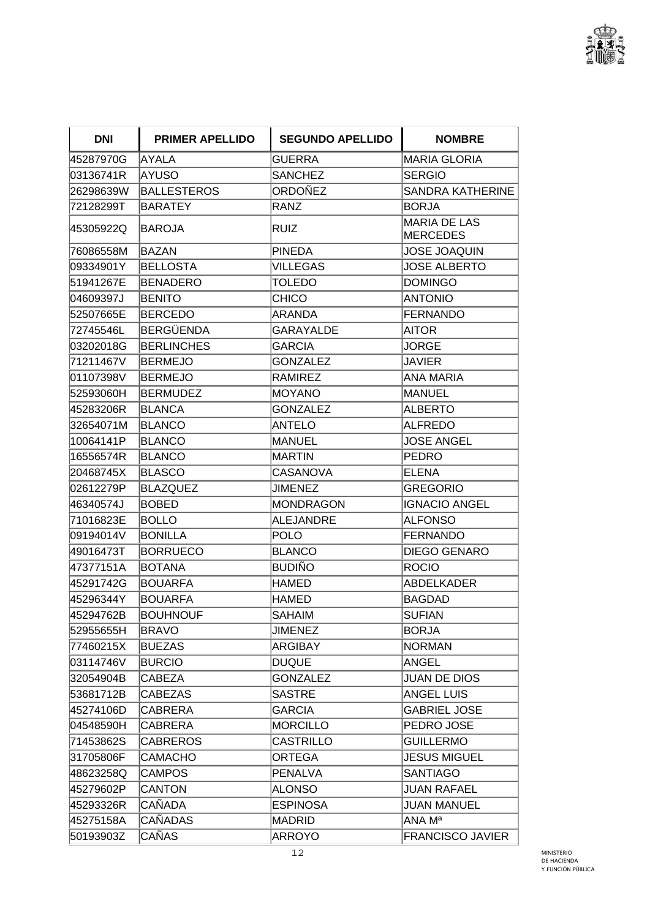| DNI | PRIMER APELLIDO | SEGUNDO APELLIDO | NOMBRE |
|---|---|---|---|
| 45287970G | AYALA | GUERRA | MARIA GLORIA |
| 03136741R | AYUSO | SANCHEZ | SERGIO |
| 26298639W | BALLESTEROS | ORDOÑEZ | SANDRA KATHERINE |
| 72128299T | BARATEY | RANZ | BORJA |
| 45305922Q | BAROJA | RUIZ | MARIA DE LAS MERCEDES |
| 76086558M | BAZAN | PINEDA | JOSE JOAQUIN |
| 09334901Y | BELLOSTA | VILLEGAS | JOSE ALBERTO |
| 51941267E | BENADERO | TOLEDO | DOMINGO |
| 04609397J | BENITO | CHICO | ANTONIO |
| 52507665E | BERCEDO | ARANDA | FERNANDO |
| 72745546L | BERGÜENDA | GARAYALDE | AITOR |
| 03202018G | BERLINCHES | GARCIA | JORGE |
| 71211467V | BERMEJO | GONZALEZ | JAVIER |
| 01107398V | BERMEJO | RAMIREZ | ANA MARIA |
| 52593060H | BERMUDEZ | MOYANO | MANUEL |
| 45283206R | BLANCA | GONZALEZ | ALBERTO |
| 32654071M | BLANCO | ANTELO | ALFREDO |
| 10064141P | BLANCO | MANUEL | JOSE ANGEL |
| 16556574R | BLANCO | MARTIN | PEDRO |
| 20468745X | BLASCO | CASANOVA | ELENA |
| 02612279P | BLAZQUEZ | JIMENEZ | GREGORIO |
| 46340574J | BOBED | MONDRAGON | IGNACIO ANGEL |
| 71016823E | BOLLO | ALEJANDRE | ALFONSO |
| 09194014V | BONILLA | POLO | FERNANDO |
| 49016473T | BORRUECO | BLANCO | DIEGO GENARO |
| 47377151A | BOTANA | BUDIÑO | ROCIO |
| 45291742G | BOUARFA | HAMED | ABDELKADER |
| 45296344Y | BOUARFA | HAMED | BAGDAD |
| 45294762B | BOUHNOUF | SAHAIM | SUFIAN |
| 52955655H | BRAVO | JIMENEZ | BORJA |
| 77460215X | BUEZAS | ARGIBAY | NORMAN |
| 03114746V | BURCIO | DUQUE | ANGEL |
| 32054904B | CABEZA | GONZALEZ | JUAN DE DIOS |
| 53681712B | CABEZAS | SASTRE | ANGEL LUIS |
| 45274106D | CABRERA | GARCIA | GABRIEL JOSE |
| 04548590H | CABRERA | MORCILLO | PEDRO JOSE |
| 71453862S | CABREROS | CASTRILLO | GUILLERMO |
| 31705806F | CAMACHO | ORTEGA | JESUS MIGUEL |
| 48623258Q | CAMPOS | PENALVA | SANTIAGO |
| 45279602P | CANTON | ALONSO | JUAN RAFAEL |
| 45293326R | CAÑADA | ESPINOSA | JUAN MANUEL |
| 45275158A | CAÑADAS | MADRID | ANA Mª |
| 50193903Z | CAÑAS | ARROYO | FRANCISCO JAVIER |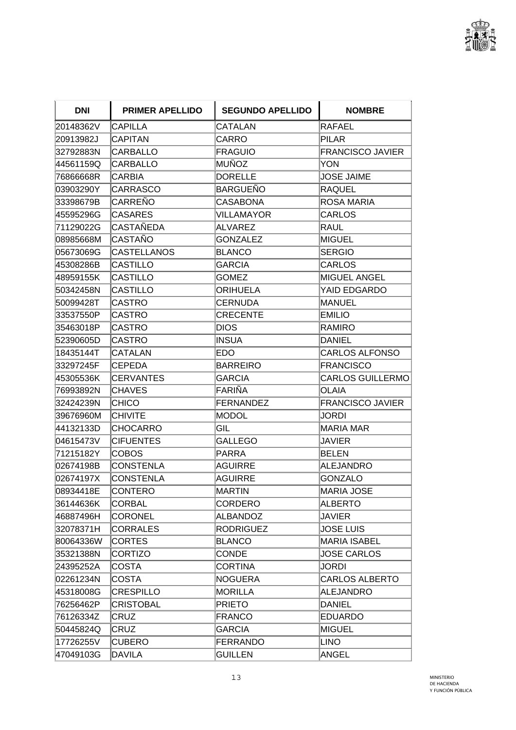| DNI | PRIMER APELLIDO | SEGUNDO APELLIDO | NOMBRE |
| --- | --- | --- | --- |
| 20148362V | CAPILLA | CATALAN | RAFAEL |
| 20913982J | CAPITAN | CARRO | PILAR |
| 32792883N | CARBALLO | FRAGUIO | FRANCISCO JAVIER |
| 44561159Q | CARBALLO | MUÑOZ | YON |
| 76866668R | CARBIA | DORELLE | JOSE JAIME |
| 03903290Y | CARRASCO | BARGUEÑO | RAQUEL |
| 33398679B | CARREÑO | CASABONA | ROSA MARIA |
| 45595296G | CASARES | VILLAMAYOR | CARLOS |
| 71129022G | CASTAÑEDA | ALVAREZ | RAUL |
| 08985668M | CASTAÑO | GONZALEZ | MIGUEL |
| 05673069G | CASTELLANOS | BLANCO | SERGIO |
| 45308286B | CASTILLO | GARCIA | CARLOS |
| 48959155K | CASTILLO | GOMEZ | MIGUEL ANGEL |
| 50342458N | CASTILLO | ORIHUELA | YAID EDGARDO |
| 50099428T | CASTRO | CERNUDA | MANUEL |
| 33537550P | CASTRO | CRECENTE | EMILIO |
| 35463018P | CASTRO | DIOS | RAMIRO |
| 52390605D | CASTRO | INSUA | DANIEL |
| 18435144T | CATALAN | EDO | CARLOS ALFONSO |
| 33297245F | CEPEDA | BARREIRO | FRANCISCO |
| 45305536K | CERVANTES | GARCIA | CARLOS GUILLERMO |
| 76993892N | CHAVES | FARIÑA | OLAIA |
| 32424239N | CHICO | FERNANDEZ | FRANCISCO JAVIER |
| 39676960M | CHIVITE | MODOL | JORDI |
| 44132133D | CHOCARRO | GIL | MARIA MAR |
| 04615473V | CIFUENTES | GALLEGO | JAVIER |
| 71215182Y | COBOS | PARRA | BELEN |
| 02674198B | CONSTENLA | AGUIRRE | ALEJANDRO |
| 02674197X | CONSTENLA | AGUIRRE | GONZALO |
| 08934418E | CONTERO | MARTIN | MARIA JOSE |
| 36144636K | CORBAL | CORDERO | ALBERTO |
| 46887496H | CORONEL | ALBANDOZ | JAVIER |
| 32078371H | CORRALES | RODRIGUEZ | JOSE LUIS |
| 80064336W | CORTES | BLANCO | MARIA ISABEL |
| 35321388N | CORTIZO | CONDE | JOSE CARLOS |
| 24395252A | COSTA | CORTINA | JORDI |
| 02261234N | COSTA | NOGUERA | CARLOS ALBERTO |
| 45318008G | CRESPILLO | MORILLA | ALEJANDRO |
| 76256462P | CRISTOBAL | PRIETO | DANIEL |
| 76126334Z | CRUZ | FRANCO | EDUARDO |
| 50445824Q | CRUZ | GARCIA | MIGUEL |
| 17726255V | CUBERO | FERRANDO | LINO |
| 47049103G | DAVILA | GUILLEN | ANGEL |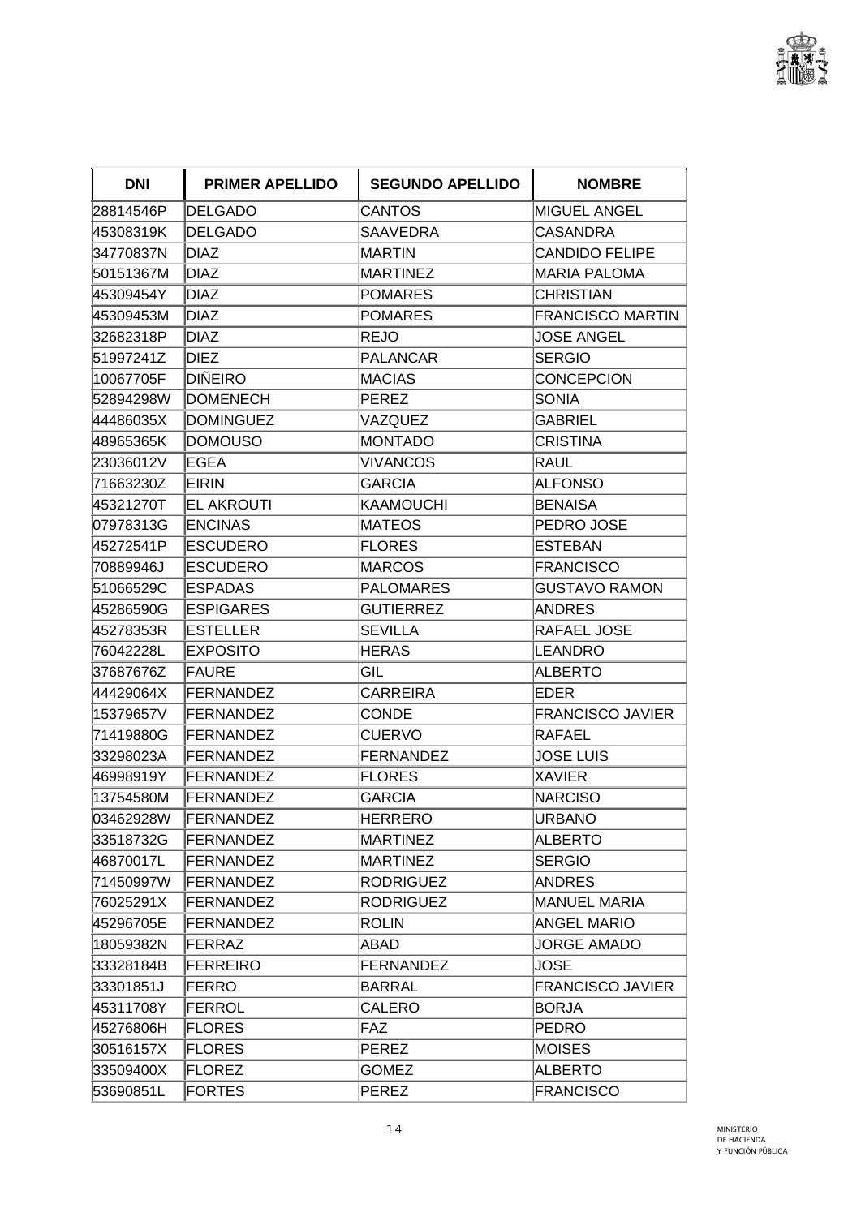| DNI | PRIMER APELLIDO | SEGUNDO APELLIDO | NOMBRE |
| --- | --- | --- | --- |
| 28814546P | DELGADO | CANTOS | MIGUEL ANGEL |
| 45308319K | DELGADO | SAAVEDRA | CASANDRA |
| 34770837N | DIAZ | MARTIN | CANDIDO FELIPE |
| 50151367M | DIAZ | MARTINEZ | MARIA PALOMA |
| 45309454Y | DIAZ | POMARES | CHRISTIAN |
| 45309453M | DIAZ | POMARES | FRANCISCO MARTIN |
| 32682318P | DIAZ | REJO | JOSE ANGEL |
| 51997241Z | DIEZ | PALANCAR | SERGIO |
| 10067705F | DIÑEIRO | MACIAS | CONCEPCION |
| 52894298W | DOMENECH | PEREZ | SONIA |
| 44486035X | DOMINGUEZ | VAZQUEZ | GABRIEL |
| 48965365K | DOMOUSO | MONTADO | CRISTINA |
| 23036012V | EGEA | VIVANCOS | RAUL |
| 71663230Z | EIRIN | GARCIA | ALFONSO |
| 45321270T | EL AKROUTI | KAAMOUCHI | BENAISA |
| 07978313G | ENCINAS | MATEOS | PEDRO JOSE |
| 45272541P | ESCUDERO | FLORES | ESTEBAN |
| 70889946J | ESCUDERO | MARCOS | FRANCISCO |
| 51066529C | ESPADAS | PALOMARES | GUSTAVO RAMON |
| 45286590G | ESPIGARES | GUTIERREZ | ANDRES |
| 45278353R | ESTELLER | SEVILLA | RAFAEL JOSE |
| 76042228L | EXPOSITO | HERAS | LEANDRO |
| 37687676Z | FAURE | GIL | ALBERTO |
| 44429064X | FERNANDEZ | CARREIRA | EDER |
| 15379657V | FERNANDEZ | CONDE | FRANCISCO JAVIER |
| 71419880G | FERNANDEZ | CUERVO | RAFAEL |
| 33298023A | FERNANDEZ | FERNANDEZ | JOSE LUIS |
| 46998919Y | FERNANDEZ | FLORES | XAVIER |
| 13754580M | FERNANDEZ | GARCIA | NARCISO |
| 03462928W | FERNANDEZ | HERRERO | URBANO |
| 33518732G | FERNANDEZ | MARTINEZ | ALBERTO |
| 46870017L | FERNANDEZ | MARTINEZ | SERGIO |
| 71450997W | FERNANDEZ | RODRIGUEZ | ANDRES |
| 76025291X | FERNANDEZ | RODRIGUEZ | MANUEL MARIA |
| 45296705E | FERNANDEZ | ROLIN | ANGEL MARIO |
| 18059382N | FERRAZ | ABAD | JORGE AMADO |
| 33328184B | FERREIRO | FERNANDEZ | JOSE |
| 33301851J | FERRO | BARRAL | FRANCISCO JAVIER |
| 45311708Y | FERROL | CALERO | BORJA |
| 45276806H | FLORES | FAZ | PEDRO |
| 30516157X | FLORES | PEREZ | MOISES |
| 33509400X | FLOREZ | GOMEZ | ALBERTO |
| 53690851L | FORTES | PEREZ | FRANCISCO |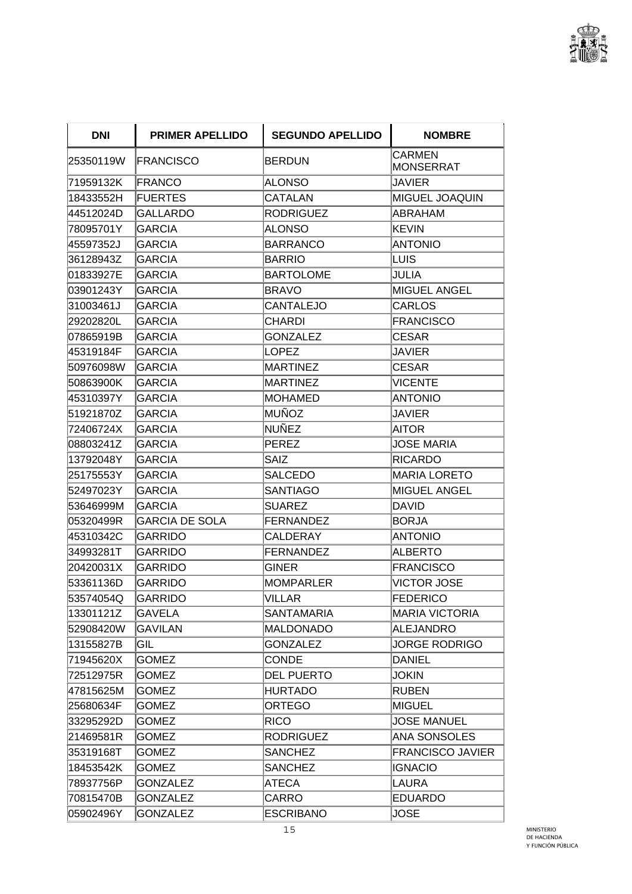| DNI | PRIMER APELLIDO | SEGUNDO APELLIDO | NOMBRE |
| --- | --- | --- | --- |
| 25350119W | FRANCISCO | BERDUN | CARMEN MONSERRAT |
| 71959132K | FRANCO | ALONSO | JAVIER |
| 18433552H | FUERTES | CATALAN | MIGUEL JOAQUIN |
| 44512024D | GALLARDO | RODRIGUEZ | ABRAHAM |
| 78095701Y | GARCIA | ALONSO | KEVIN |
| 45597352J | GARCIA | BARRANCO | ANTONIO |
| 36128943Z | GARCIA | BARRIO | LUIS |
| 01833927E | GARCIA | BARTOLOME | JULIA |
| 03901243Y | GARCIA | BRAVO | MIGUEL ANGEL |
| 31003461J | GARCIA | CANTALEJO | CARLOS |
| 29202820L | GARCIA | CHARDI | FRANCISCO |
| 07865919B | GARCIA | GONZALEZ | CESAR |
| 45319184F | GARCIA | LOPEZ | JAVIER |
| 50976098W | GARCIA | MARTINEZ | CESAR |
| 50863900K | GARCIA | MARTINEZ | VICENTE |
| 45310397Y | GARCIA | MOHAMED | ANTONIO |
| 51921870Z | GARCIA | MUÑOZ | JAVIER |
| 72406724X | GARCIA | NUÑEZ | AITOR |
| 08803241Z | GARCIA | PEREZ | JOSE MARIA |
| 13792048Y | GARCIA | SAIZ | RICARDO |
| 25175553Y | GARCIA | SALCEDO | MARIA LORETO |
| 52497023Y | GARCIA | SANTIAGO | MIGUEL ANGEL |
| 53646999M | GARCIA | SUAREZ | DAVID |
| 05320499R | GARCIA DE SOLA | FERNANDEZ | BORJA |
| 45310342C | GARRIDO | CALDERAY | ANTONIO |
| 34993281T | GARRIDO | FERNANDEZ | ALBERTO |
| 20420031X | GARRIDO | GINER | FRANCISCO |
| 53361136D | GARRIDO | MOMPARLER | VICTOR JOSE |
| 53574054Q | GARRIDO | VILLAR | FEDERICO |
| 13301121Z | GAVELA | SANTAMARIA | MARIA VICTORIA |
| 52908420W | GAVILAN | MALDONADO | ALEJANDRO |
| 13155827B | GIL | GONZALEZ | JORGE RODRIGO |
| 71945620X | GOMEZ | CONDE | DANIEL |
| 72512975R | GOMEZ | DEL PUERTO | JOKIN |
| 47815625M | GOMEZ | HURTADO | RUBEN |
| 25680634F | GOMEZ | ORTEGO | MIGUEL |
| 33295292D | GOMEZ | RICO | JOSE MANUEL |
| 21469581R | GOMEZ | RODRIGUEZ | ANA SONSOLES |
| 35319168T | GOMEZ | SANCHEZ | FRANCISCO JAVIER |
| 18453542K | GOMEZ | SANCHEZ | IGNACIO |
| 78937756P | GONZALEZ | ATECA | LAURA |
| 70815470B | GONZALEZ | CARRO | EDUARDO |
| 05902496Y | GONZALEZ | ESCRIBANO | JOSE |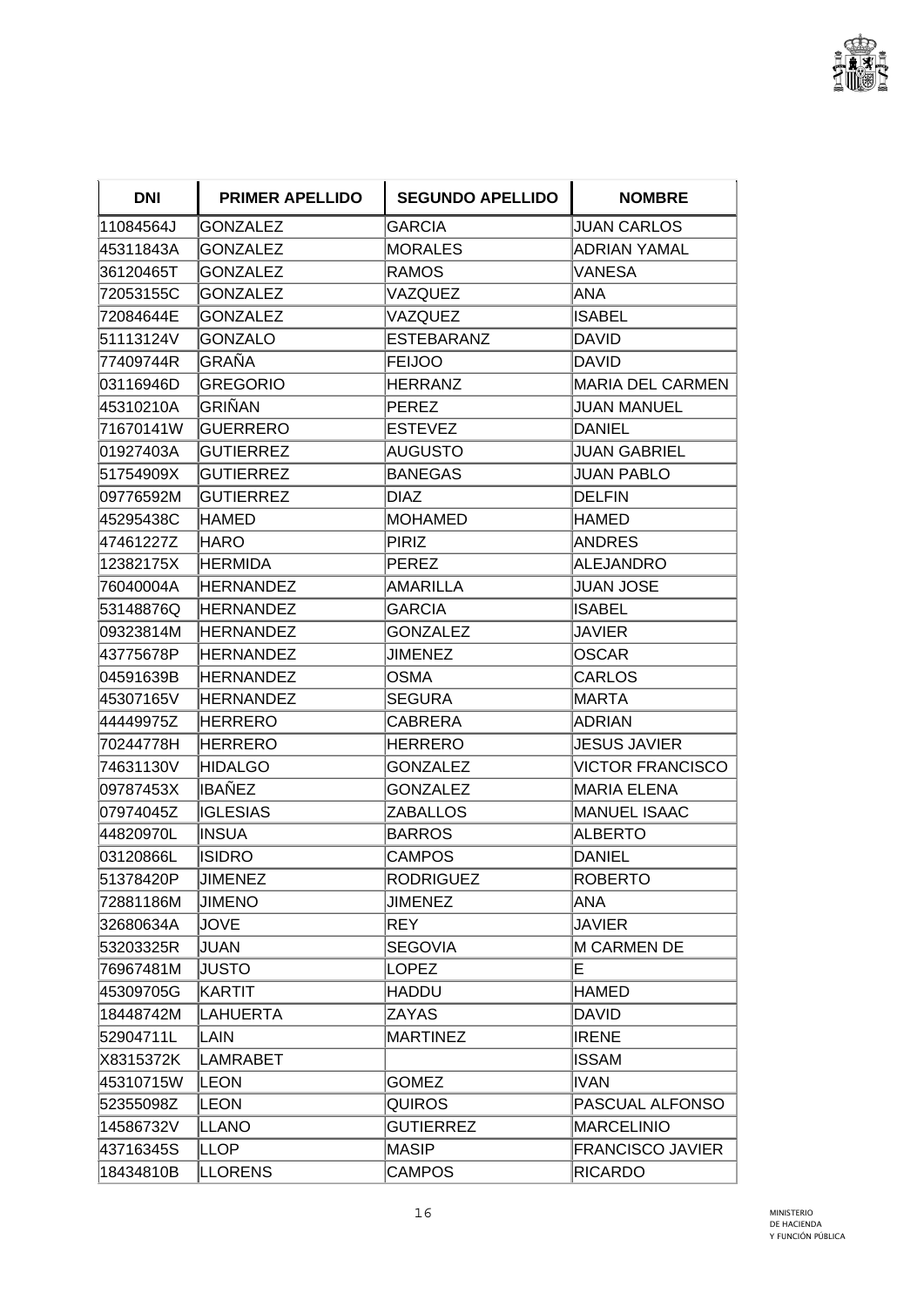| DNI | PRIMER APELLIDO | SEGUNDO APELLIDO | NOMBRE |
|---|---|---|---|
| 11084564J | GONZALEZ | GARCIA | JUAN CARLOS |
| 45311843A | GONZALEZ | MORALES | ADRIAN YAMAL |
| 36120465T | GONZALEZ | RAMOS | VANESA |
| 72053155C | GONZALEZ | VAZQUEZ | ANA |
| 72084644E | GONZALEZ | VAZQUEZ | ISABEL |
| 51113124V | GONZALO | ESTEBARANZ | DAVID |
| 77409744R | GRAÑA | FEIJOO | DAVID |
| 03116946D | GREGORIO | HERRANZ | MARIA DEL CARMEN |
| 45310210A | GRIÑAN | PEREZ | JUAN MANUEL |
| 71670141W | GUERRERO | ESTEVEZ | DANIEL |
| 01927403A | GUTIERREZ | AUGUSTO | JUAN GABRIEL |
| 51754909X | GUTIERREZ | BANEGAS | JUAN PABLO |
| 09776592M | GUTIERREZ | DIAZ | DELFIN |
| 45295438C | HAMED | MOHAMED | HAMED |
| 47461227Z | HARO | PIRIZ | ANDRES |
| 12382175X | HERMIDA | PEREZ | ALEJANDRO |
| 76040004A | HERNANDEZ | AMARILLA | JUAN JOSE |
| 53148876Q | HERNANDEZ | GARCIA | ISABEL |
| 09323814M | HERNANDEZ | GONZALEZ | JAVIER |
| 43775678P | HERNANDEZ | JIMENEZ | OSCAR |
| 04591639B | HERNANDEZ | OSMA | CARLOS |
| 45307165V | HERNANDEZ | SEGURA | MARTA |
| 44449975Z | HERRERO | CABRERA | ADRIAN |
| 70244778H | HERRERO | HERRERO | JESUS JAVIER |
| 74631130V | HIDALGO | GONZALEZ | VICTOR FRANCISCO |
| 09787453X | IBAÑEZ | GONZALEZ | MARIA ELENA |
| 07974045Z | IGLESIAS | ZABALLOS | MANUEL ISAAC |
| 44820970L | INSUA | BARROS | ALBERTO |
| 03120866L | ISIDRO | CAMPOS | DANIEL |
| 51378420P | JIMENEZ | RODRIGUEZ | ROBERTO |
| 72881186M | JIMENO | JIMENEZ | ANA |
| 32680634A | JOVE | REY | JAVIER |
| 53203325R | JUAN | SEGOVIA | M CARMEN DE |
| 76967481M | JUSTO | LOPEZ | E |
| 45309705G | KARTIT | HADDU | HAMED |
| 18448742M | LAHUERTA | ZAYAS | DAVID |
| 52904711L | LAIN | MARTINEZ | IRENE |
| X8315372K | LAMRABET | | ISSAM |
| 45310715W | LEON | GOMEZ | IVAN |
| 52355098Z | LEON | QUIROS | PASCUAL ALFONSO |
| 14586732V | LLANO | GUTIERREZ | MARCELINIO |
| 437716345S | LLOP | MASIP | FRANCISCO JAVIER |
| 18434810B | LLORENS | CAMPOS | RICARDO |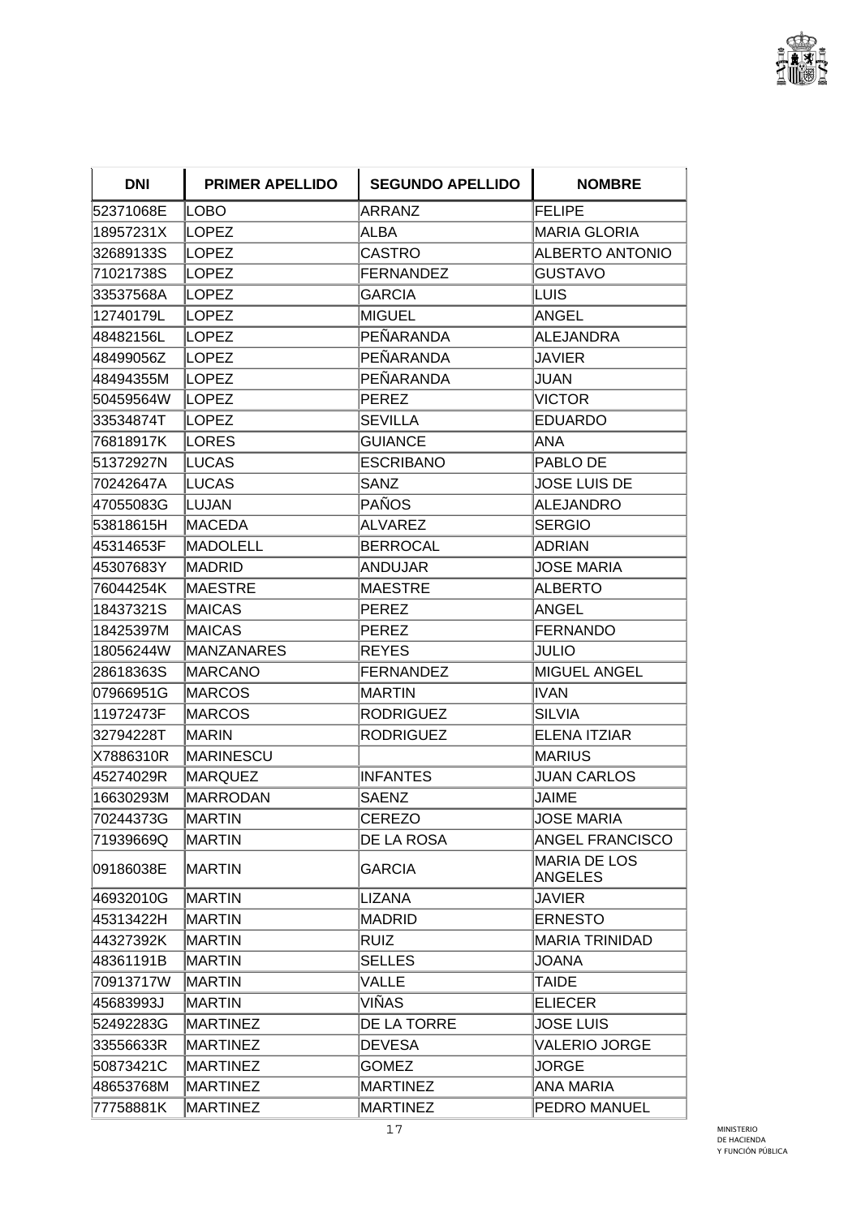| DNI | PRIMER APELLIDO | SEGUNDO APELLIDO | NOMBRE |
| --- | --- | --- | --- |
| 52371068E | LOBO | ARRANZ | FELIPE |
| 18957231X | LOPEZ | ALBA | MARIA GLORIA |
| 32689133S | LOPEZ | CASTRO | ALBERTO ANTONIO |
| 71021738S | LOPEZ | FERNANDEZ | GUSTAVO |
| 33537568A | LOPEZ | GARCIA | LUIS |
| 12740179L | LOPEZ | MIGUEL | ANGEL |
| 48482156L | LOPEZ | PEÑARANDA | ALEJANDRA |
| 48499056Z | LOPEZ | PEÑARANDA | JAVIER |
| 48494355M | LOPEZ | PEÑARANDA | JUAN |
| 50459564W | LOPEZ | PEREZ | VICTOR |
| 33534874T | LOPEZ | SEVILLA | EDUARDO |
| 76818917K | LORES | GUIANCE | ANA |
| 51372927N | LUCAS | ESCRIBANO | PABLO DE |
| 70242647A | LUCAS | SANZ | JOSE LUIS DE |
| 47055083G | LUJAN | PAÑOS | ALEJANDRO |
| 53818615H | MACEDA | ALVAREZ | SERGIO |
| 45314653F | MADOLELL | BERROCAL | ADRIAN |
| 45307683Y | MADRID | ANDUJAR | JOSE MARIA |
| 76044254K | MAESTRE | MAESTRE | ALBERTO |
| 18437321S | MAICAS | PEREZ | ANGEL |
| 18425397M | MAICAS | PEREZ | FERNANDO |
| 18056244W | MANZANARES | REYES | JULIO |
| 28618363S | MARCANO | FERNANDEZ | MIGUEL ANGEL |
| 07966951G | MARCOS | MARTIN | IVAN |
| 11972473F | MARCOS | RODRIGUEZ | SILVIA |
| 32794228T | MARIN | RODRIGUEZ | ELENA ITZIAR |
| X7886310R | MARINESCU | | MARIUS |
| 45274029R | MARQUEZ | INFANTES | JUAN CARLOS |
| 16630293M | MARRODAN | SAENZ | JAIME |
| 70244373G | MARTIN | CEREZO | JOSE MARIA |
| 71939669Q | MARTIN | DE LA ROSA | ANGEL FRANCISCO |
| 09186038E | MARTIN | GARCIA | MARIA DE LOS ANGELES |
| 46932010G | MARTIN | LIZANA | JAVIER |
| 45313422H | MARTIN | MADRID | ERNESTO |
| 44327392K | MARTIN | RUIZ | MARIA TRINIDAD |
| 48361191B | MARTIN | SELLES | JOANA |
| 70913717W | MARTIN | VALLE | TAIDE |
| 45683993J | MARTIN | VIÑAS | ELIECER |
| 52492283G | MARTINEZ | DE LA TORRE | JOSE LUIS |
| 33556633R | MARTINEZ | DEVESA | VALERIO JORGE |
| 50873421C | MARTINEZ | GOMEZ | JORGE |
| 48653768M | MARTINEZ | MARTINEZ | ANA MARIA |
| 77758881K | MARTINEZ | MARTINEZ | PEDRO MANUEL |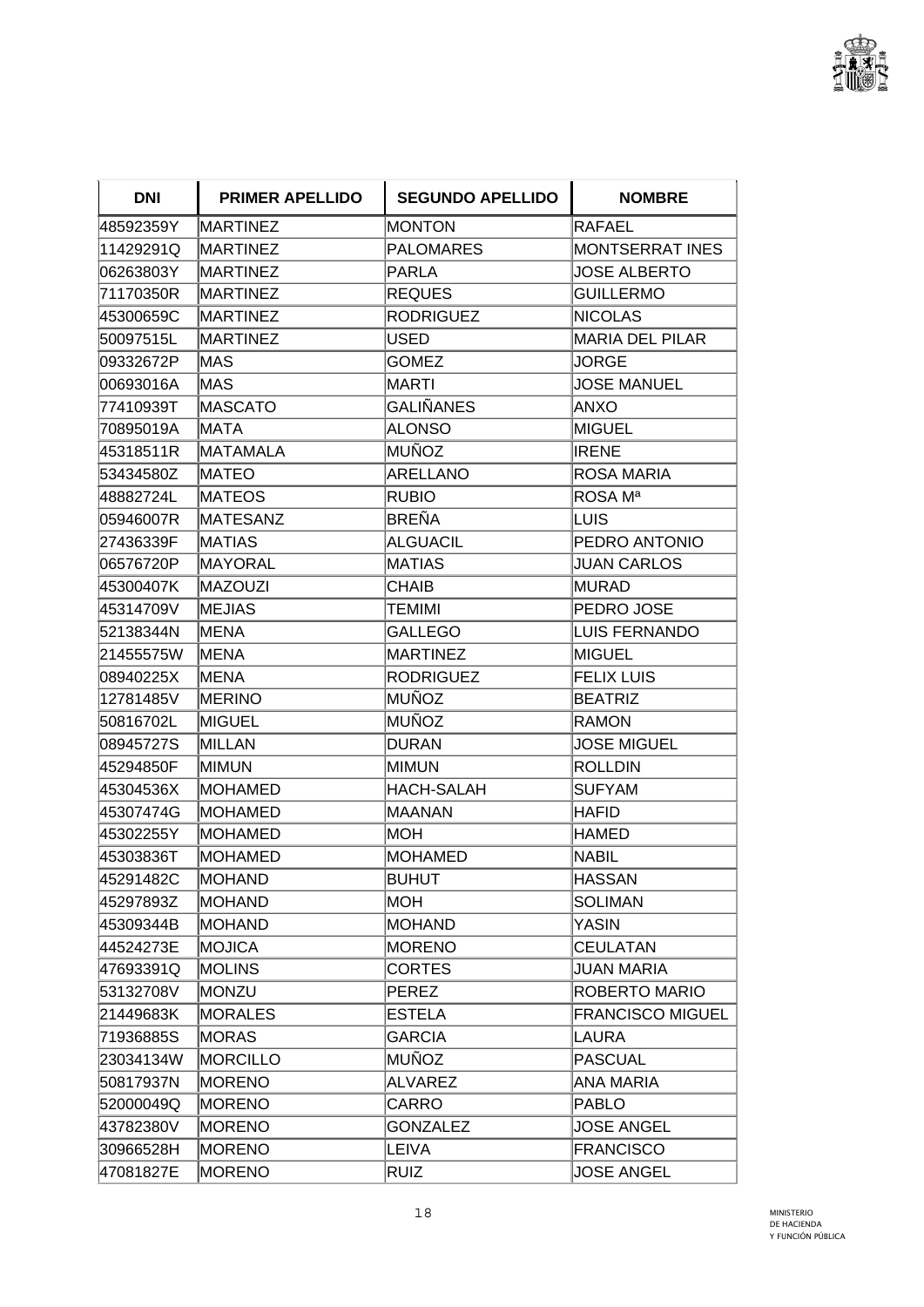| DNI | PRIMER APELLIDO | SEGUNDO APELLIDO | NOMBRE |
| --- | --- | --- | --- |
| 48592359Y | MARTINEZ | MONTON | RAFAEL |
| 11429291Q | MARTINEZ | PALOMARES | MONTSERRAT INES |
| 06263803Y | MARTINEZ | PARLA | JOSE ALBERTO |
| 71170350R | MARTINEZ | REQUES | GUILLERMO |
| 45300659C | MARTINEZ | RODRIGUEZ | NICOLAS |
| 50097515L | MARTINEZ | USED | MARIA DEL PILAR |
| 09332672P | MAS | GOMEZ | JORGE |
| 00693016A | MAS | MARTI | JOSE MANUEL |
| 77410939T | MASCATO | GALIÑANES | ANXO |
| 70895019A | MATA | ALONSO | MIGUEL |
| 45318511R | MATAMALA | MUÑOZ | IRENE |
| 53434580Z | MATEO | ARELLANO | ROSA MARIA |
| 48882724L | MATEOS | RUBIO | ROSA Mª |
| 05946007R | MATESANZ | BREÑA | LUIS |
| 27436339F | MATIAS | ALGUACIL | PEDRO ANTONIO |
| 06576720P | MAYORAL | MATIAS | JUAN CARLOS |
| 45300407K | MAZOUZI | CHAIB | MURAD |
| 45314709V | MEJIAS | TEMIMI | PEDRO JOSE |
| 52138344N | MENA | GALLEGO | LUIS FERNANDO |
| 21455575W | MENA | MARTINEZ | MIGUEL |
| 08940225X | MENA | RODRIGUEZ | FELIX LUIS |
| 12781485V | MERINO | MUÑOZ | BEATRIZ |
| 50816702L | MIGUEL | MUÑOZ | RAMON |
| 08945727S | MILLAN | DURAN | JOSE MIGUEL |
| 45294850F | MIMUN | MIMUN | ROLLDIN |
| 45304536X | MOHAMED | HACH-SALAH | SUFYAM |
| 45307474G | MOHAMED | MAANAN | HAFID |
| 45302255Y | MOHAMED | MOH | HAMED |
| 45303836T | MOHAMED | MOHAMED | NABIL |
| 45291482C | MOHAND | BUHUT | HASSAN |
| 45297893Z | MOHAND | MOH | SOLIMAN |
| 45309344B | MOHAND | MOHAND | YASIN |
| 44524273E | MOJICA | MORENO | CEULATAN |
| 47693391Q | MOLINS | CORTES | JUAN MARIA |
| 53132708V | MONZU | PEREZ | ROBERTO MARIO |
| 21449683K | MORALES | ESTELA | FRANCISCO MIGUEL |
| 71936885S | MORAS | GARCIA | LAURA |
| 23034134W | MORCILLO | MUÑOZ | PASCUAL |
| 50817937N | MORENO | ALVAREZ | ANA MARIA |
| 52000049Q | MORENO | CARRO | PABLO |
| 43782380V | MORENO | GONZALEZ | JOSE ANGEL |
| 30966528H | MORENO | LEIVA | FRANCISCO |
| 47081827E | MORENO | RUIZ | JOSE ANGEL |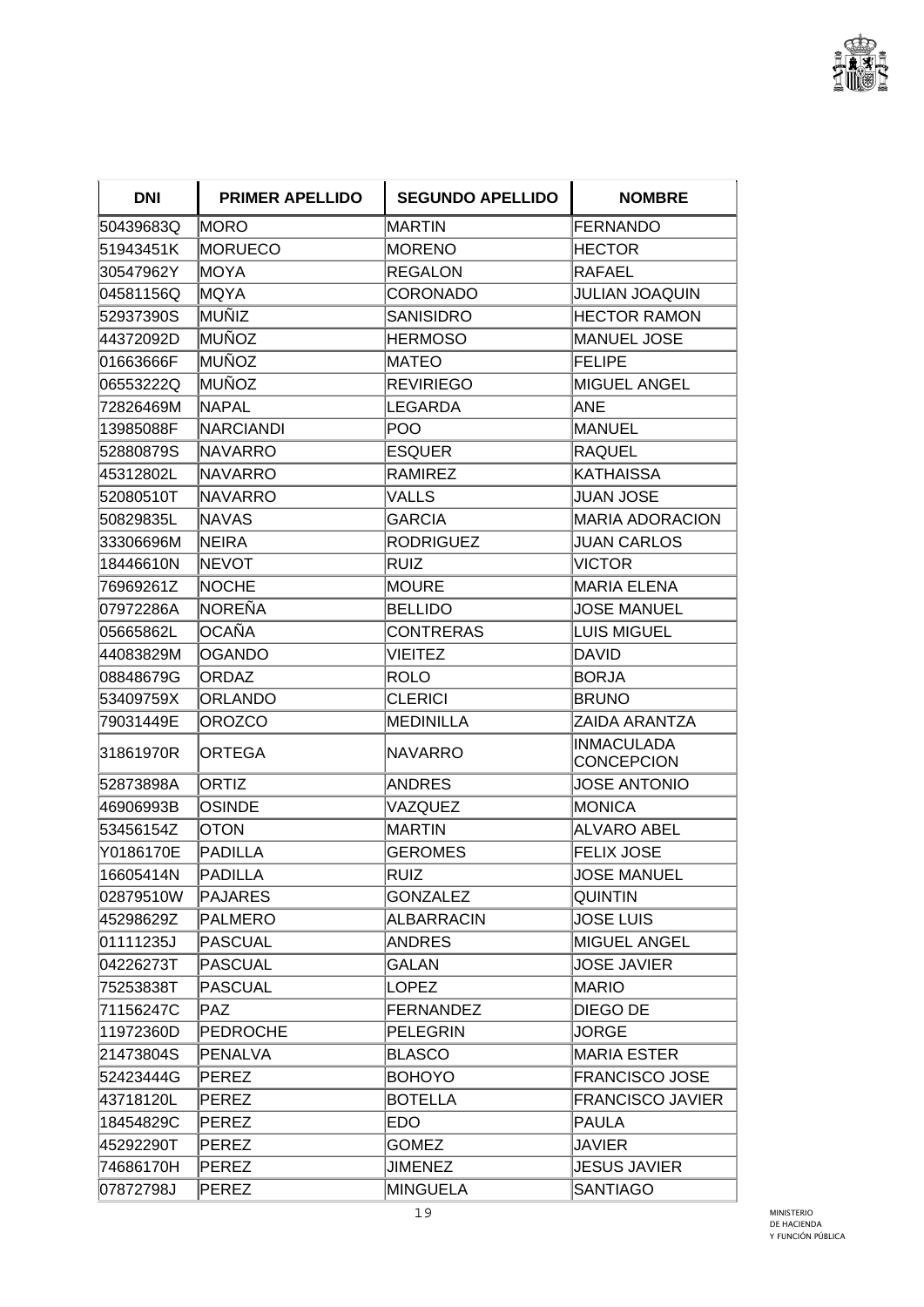| DNI | PRIMER APELLIDO | SEGUNDO APELLIDO | NOMBRE |
|---|---|---|---|
| 50439683Q | MORO | MARTIN | FERNANDO |
| 51943451K | MORUECO | MORENO | HECTOR |
| 30547962Y | MOYA | REGALON | RAFAEL |
| 04581156Q | MQYA | CORONADO | JULIAN JOAQUIN |
| 52937390S | MUÑIZ | SANISIDRO | HECTOR RAMON |
| 44372092D | MUÑOZ | HERMOSO | MANUEL JOSE |
| 01663666F | MUÑOZ | MATEO | FELIPE |
| 06553222Q | MUÑOZ | REVIRIEGO | MIGUEL ANGEL |
| 72826469M | NAPAL | LEGARDA | ANE |
| 13985088F | NARCIANDI | POO | MANUEL |
| 52880879S | NAVARRO | ESQUER | RAQUEL |
| 45312802L | NAVARRO | RAMIREZ | KATHAISSA |
| 52080510T | NAVARRO | VALLS | JUAN JOSE |
| 50829835L | NAVAS | GARCIA | MARIA ADORACION |
| 33306696M | NEIRA | RODRIGUEZ | JUAN CARLOS |
| 18446610N | NEVOT | RUIZ | VICTOR |
| 76969261Z | NOCHE | MOURE | MARIA ELENA |
| 07972286A | NOREÑA | BELLIDO | JOSE MANUEL |
| 05665862L | OCAÑA | CONTRERAS | LUIS MIGUEL |
| 44083829M | OGANDO | VIEITEZ | DAVID |
| 08848679G | ORDAZ | ROLO | BORJA |
| 53409759X | ORLANDO | CLERICI | BRUNO |
| 79031449E | OROZCO | MEDINILLA | ZAIDA ARANTZA |
| 31861970R | ORTEGA | NAVARRO | INMACULADA CONCEPCION |
| 52873898A | ORTIZ | ANDRES | JOSE ANTONIO |
| 46906993B | OSINDE | VAZQUEZ | MONICA |
| 53456154Z | OTON | MARTIN | ALVARO ABEL |
| Y0186170E | PADILLA | GEROMES | FELIX JOSE |
| 16605414N | PADILLA | RUIZ | JOSE MANUEL |
| 02879510W | PAJARES | GONZALEZ | QUINTIN |
| 45298629Z | PALMERO | ALBARRACIN | JOSE LUIS |
| 01111235J | PASCUAL | ANDRES | MIGUEL ANGEL |
| 04226273T | PASCUAL | GALAN | JOSE JAVIER |
| 75253838T | PASCUAL | LOPEZ | MARIO |
| 71156247C | PAZ | FERNANDEZ | DIEGO DE |
| 11972360D | PEDROCHE | PELEGRIN | JORGE |
| 21473804S | PENALVA | BLASCO | MARIA ESTER |
| 52423444G | PEREZ | BOHOYO | FRANCISCO JOSE |
| 43718120L | PEREZ | BOTELLA | FRANCISCO JAVIER |
| 18454829C | PEREZ | EDO | PAULA |
| 45292290T | PEREZ | GOMEZ | JAVIER |
| 74686170H | PEREZ | JIMENEZ | JESUS JAVIER |
| 07872798J | PEREZ | MINGUELA | SANTIAGO |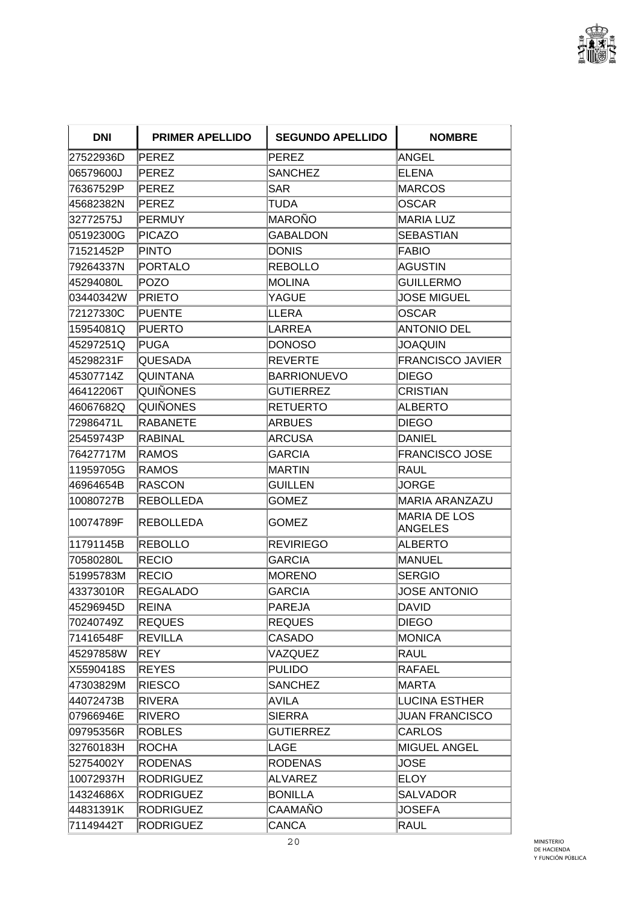| DNI | PRIMER APELLIDO | SEGUNDO APELLIDO | NOMBRE |
|---|---|---|---|
| 27522936D | PEREZ | PEREZ | ANGEL |
| 06579600J | PEREZ | SANCHEZ | ELENA |
| 76367529P | PEREZ | SAR | MARCOS |
| 45682382N | PEREZ | TUDA | OSCAR |
| 32772575J | PERMUY | MAROÑO | MARIA LUZ |
| 05192300G | PICAZO | GABALDON | SEBASTIAN |
| 71521452P | PINTO | DONIS | FABIO |
| 79264337N | PORTALO | REBOLLO | AGUSTIN |
| 45294080L | POZO | MOLINA | GUILLERMO |
| 03440342W | PRIETO | YAGUE | JOSE MIGUEL |
| 72127330C | PUENTE | LLERA | OSCAR |
| 15954081Q | PUERTO | LARREA | ANTONIO DEL |
| 45297251Q | PUGA | DONOSO | JOAQUIN |
| 45298231F | QUESADA | REVERTE | FRANCISCO JAVIER |
| 45307714Z | QUINTANA | BARRIONUEVO | DIEGO |
| 46412206T | QUIÑONES | GUTIERREZ | CRISTIAN |
| 46067682Q | QUIÑONES | RETUERTO | ALBERTO |
| 72986471L | RABANETE | ARBUES | DIEGO |
| 25459743P | RABINAL | ARCUSA | DANIEL |
| 76427717M | RAMOS | GARCIA | FRANCISCO JOSE |
| 11959705G | RAMOS | MARTIN | RAUL |
| 46964654B | RASCON | GUILLEN | JORGE |
| 10080727B | REBOLLEDA | GOMEZ | MARIA ARANZAZU |
| 10074789F | REBOLLEDA | GOMEZ | MARIA DE LOS ANGELES |
| 11791145B | REBOLLO | REVIRIEGO | ALBERTO |
| 70580280L | RECIO | GARCIA | MANUEL |
| 51995783M | RECIO | MORENO | SERGIO |
| 43373010R | REGALADO | GARCIA | JOSE ANTONIO |
| 45296945D | REINA | PAREJA | DAVID |
| 70240749Z | REQUES | REQUES | DIEGO |
| 71416548F | REVILLA | CASADO | MONICA |
| 45297858W | REY | VAZQUEZ | RAUL |
| X5590418S | REYES | PULIDO | RAFAEL |
| 47303829M | RIESCO | SANCHEZ | MARTA |
| 44072473B | RIVERA | AVILA | LUCINA ESTHER |
| 07966946E | RIVERO | SIERRA | JUAN FRANCISCO |
| 09795356R | ROBLES | GUTIERREZ | CARLOS |
| 32760183H | ROCHA | LAGE | MIGUEL ANGEL |
| 52754002Y | RODENAS | RODENAS | JOSE |
| 10072937H | RODRIGUEZ | ALVAREZ | ELOY |
| 14324686X | RODRIGUEZ | BONILLA | SALVADOR |
| 44831391K | RODRIGUEZ | CAAMAÑO | JOSEFA |
| 71149442T | RODRIGUEZ | CANCA | RAUL |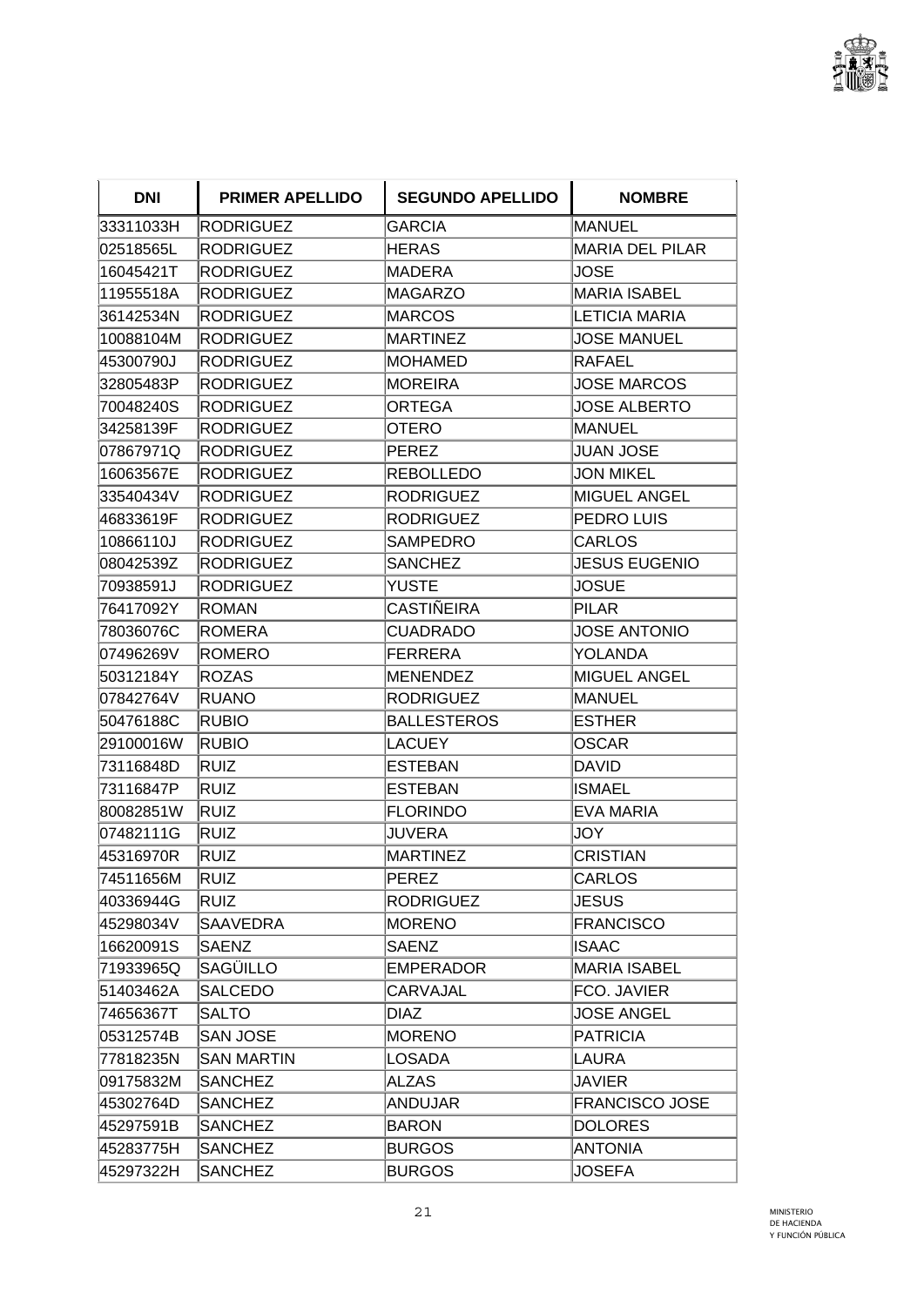| DNI | PRIMER APELLIDO | SEGUNDO APELLIDO | NOMBRE |
|---|---|---|---|
| 33311033H | RODRIGUEZ | GARCIA | MANUEL |
| 02518565L | RODRIGUEZ | HERAS | MARIA DEL PILAR |
| 16045421T | RODRIGUEZ | MADERA | JOSE |
| 11955518A | RODRIGUEZ | MAGARZO | MARIA ISABEL |
| 36142534N | RODRIGUEZ | MARCOS | LETICIA MARIA |
| 10088104M | RODRIGUEZ | MARTINEZ | JOSE MANUEL |
| 45300790J | RODRIGUEZ | MOHAMED | RAFAEL |
| 32805483P | RODRIGUEZ | MOREIRA | JOSE MARCOS |
| 70048240S | RODRIGUEZ | ORTEGA | JOSE ALBERTO |
| 34258139F | RODRIGUEZ | OTERO | MANUEL |
| 07867971Q | RODRIGUEZ | PEREZ | JUAN JOSE |
| 16063567E | RODRIGUEZ | REBOLLEDO | JON MIKEL |
| 33540434V | RODRIGUEZ | RODRIGUEZ | MIGUEL ANGEL |
| 46833619F | RODRIGUEZ | RODRIGUEZ | PEDRO LUIS |
| 10866110J | RODRIGUEZ | SAMPEDRO | CARLOS |
| 08042539Z | RODRIGUEZ | SANCHEZ | JESUS EUGENIO |
| 70938591J | RODRIGUEZ | YUSTE | JOSUE |
| 76417092Y | ROMAN | CASTIÑEIRA | PILAR |
| 78036076C | ROMERA | CUADRADO | JOSE ANTONIO |
| 07496269V | ROMERO | FERRERA | YOLANDA |
| 50312184Y | ROZAS | MENENDEZ | MIGUEL ANGEL |
| 07842764V | RUANO | RODRIGUEZ | MANUEL |
| 50476188C | RUBIO | BALLESTEROS | ESTHER |
| 29100016W | RUBIO | LACUEY | OSCAR |
| 73116848D | RUIZ | ESTEBAN | DAVID |
| 73116847P | RUIZ | ESTEBAN | ISMAEL |
| 80082851W | RUIZ | FLORINDO | EVA MARIA |
| 07482111G | RUIZ | JUVERA | JOY |
| 45316970R | RUIZ | MARTINEZ | CRISTIAN |
| 74511656M | RUIZ | PEREZ | CARLOS |
| 40336944G | RUIZ | RODRIGUEZ | JESUS |
| 45298034V | SAAVEDRA | MORENO | FRANCISCO |
| 16620091S | SAENZ | SAENZ | ISAAC |
| 71933965Q | SAGÜILLO | EMPERADOR | MARIA ISABEL |
| 51403462A | SALCEDO | CARVAJAL | FCO. JAVIER |
| 74656367T | SALTO | DIAZ | JOSE ANGEL |
| 05312574B | SAN JOSE | MORENO | PATRICIA |
| 77818235N | SAN MARTIN | LOSADA | LAURA |
| 09175832M | SANCHEZ | ALZAS | JAVIER |
| 45302764D | SANCHEZ | ANDUJAR | FRANCISCO JOSE |
| 45297591B | SANCHEZ | BARON | DOLORES |
| 45283775H | SANCHEZ | BURGOS | ANTONIA |
| 45297322H | SANCHEZ | BURGOS | JOSEFA |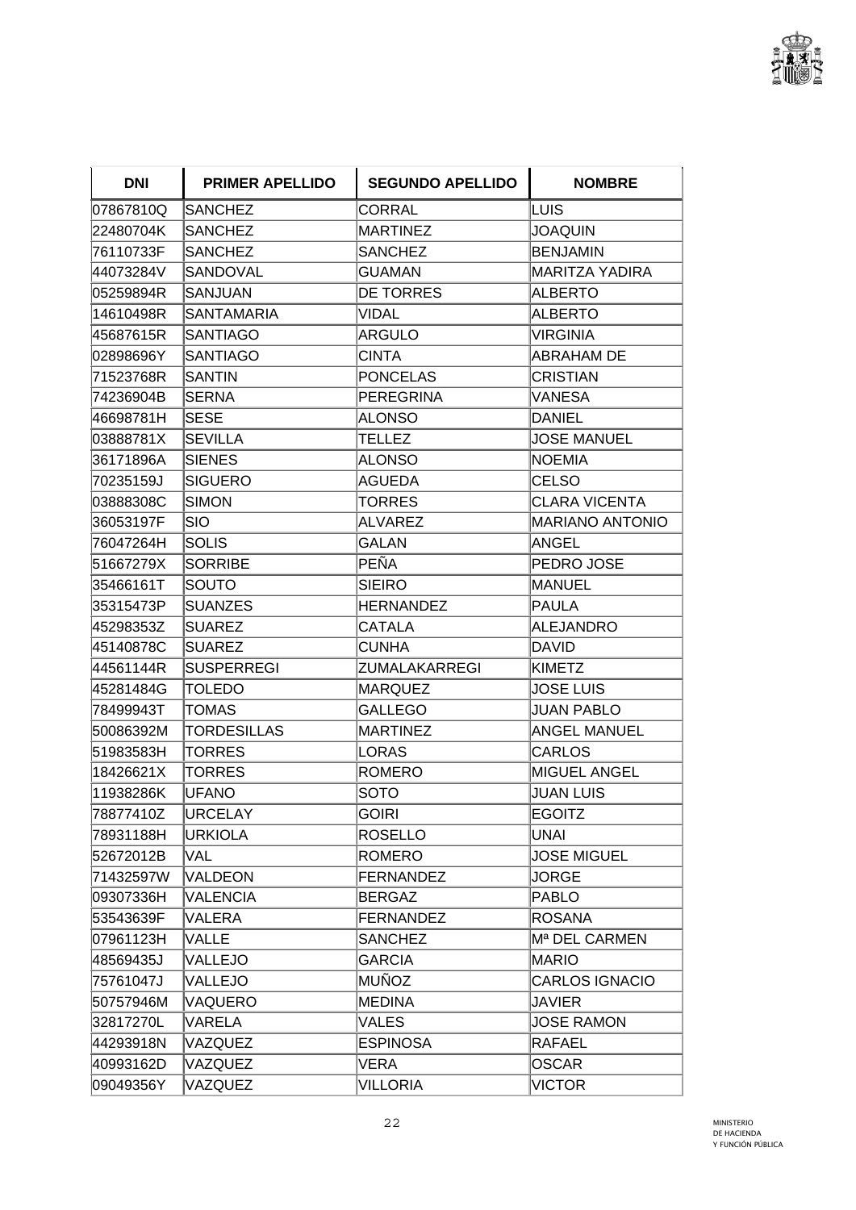| DNI | PRIMER APELLIDO | SEGUNDO APELLIDO | NOMBRE |
|---|---|---|---|
| 07867810Q | SANCHEZ | CORRAL | LUIS |
| 22480704K | SANCHEZ | MARTINEZ | JOAQUIN |
| 76110733F | SANCHEZ | SANCHEZ | BENJAMIN |
| 44073284V | SANDOVAL | GUAMAN | MARITZA YADIRA |
| 05259894R | SANJUAN | DE TORRES | ALBERTO |
| 14610498R | SANTAMARIA | VIDAL | ALBERTO |
| 45687615R | SANTIAGO | ARGULO | VIRGINIA |
| 02898696Y | SANTIAGO | CINTA | ABRAHAM DE |
| 71523768R | SANTIN | PONCELAS | CRISTIAN |
| 74236904B | SERNA | PEREGRINA | VANESA |
| 46698781H | SESE | ALONSO | DANIEL |
| 03888781X | SEVILLA | TELLEZ | JOSE MANUEL |
| 36171896A | SIENES | ALONSO | NOEMIA |
| 70235159J | SIGUERO | AGUEDA | CELSO |
| 03888308C | SIMON | TORRES | CLARA VICENTA |
| 36053197F | SIO | ALVAREZ | MARIANO ANTONIO |
| 76047264H | SOLIS | GALAN | ANGEL |
| 51667279X | SORRIBE | PEÑA | PEDRO JOSE |
| 35466161T | SOUTO | SIEIRO | MANUEL |
| 35315473P | SUANZES | HERNANDEZ | PAULA |
| 45298353Z | SUAREZ | CATALA | ALEJANDRO |
| 45140878C | SUAREZ | CUNHA | DAVID |
| 44561144R | SUSPERREGI | ZUMALAKARREGI | KIMETZ |
| 45281484G | TOLEDO | MARQUEZ | JOSE LUIS |
| 78499943T | TOMAS | GALLEGO | JUAN PABLO |
| 50086392M | TORDESILLAS | MARTINEZ | ANGEL MANUEL |
| 51983583H | TORRES | LORAS | CARLOS |
| 18426621X | TORRES | ROMERO | MIGUEL ANGEL |
| 11938286K | UFANO | SOTO | JUAN LUIS |
| 78877410Z | URCELAY | GOIRI | EGOITZ |
| 78931188H | URKIOLA | ROSELLO | UNAI |
| 52672012B | VAL | ROMERO | JOSE MIGUEL |
| 71432597W | VALDEON | FERNANDEZ | JORGE |
| 09307336H | VALENCIA | BERGAZ | PABLO |
| 53543639F | VALERA | FERNANDEZ | ROSANA |
| 07961123H | VALLE | SANCHEZ | Mª DEL CARMEN |
| 48569435J | VALLEJO | GARCIA | MARIO |
| 75761047J | VALLEJO | MUÑOZ | CARLOS IGNACIO |
| 50757946M | VAQUERO | MEDINA | JAVIER |
| 32817270L | VARELA | VALES | JOSE RAMON |
| 44293918N | VAZQUEZ | ESPINOSA | RAFAEL |
| 40993162D | VAZQUEZ | VERA | OSCAR |
| 09049356Y | VAZQUEZ | VILLORIA | VICTOR |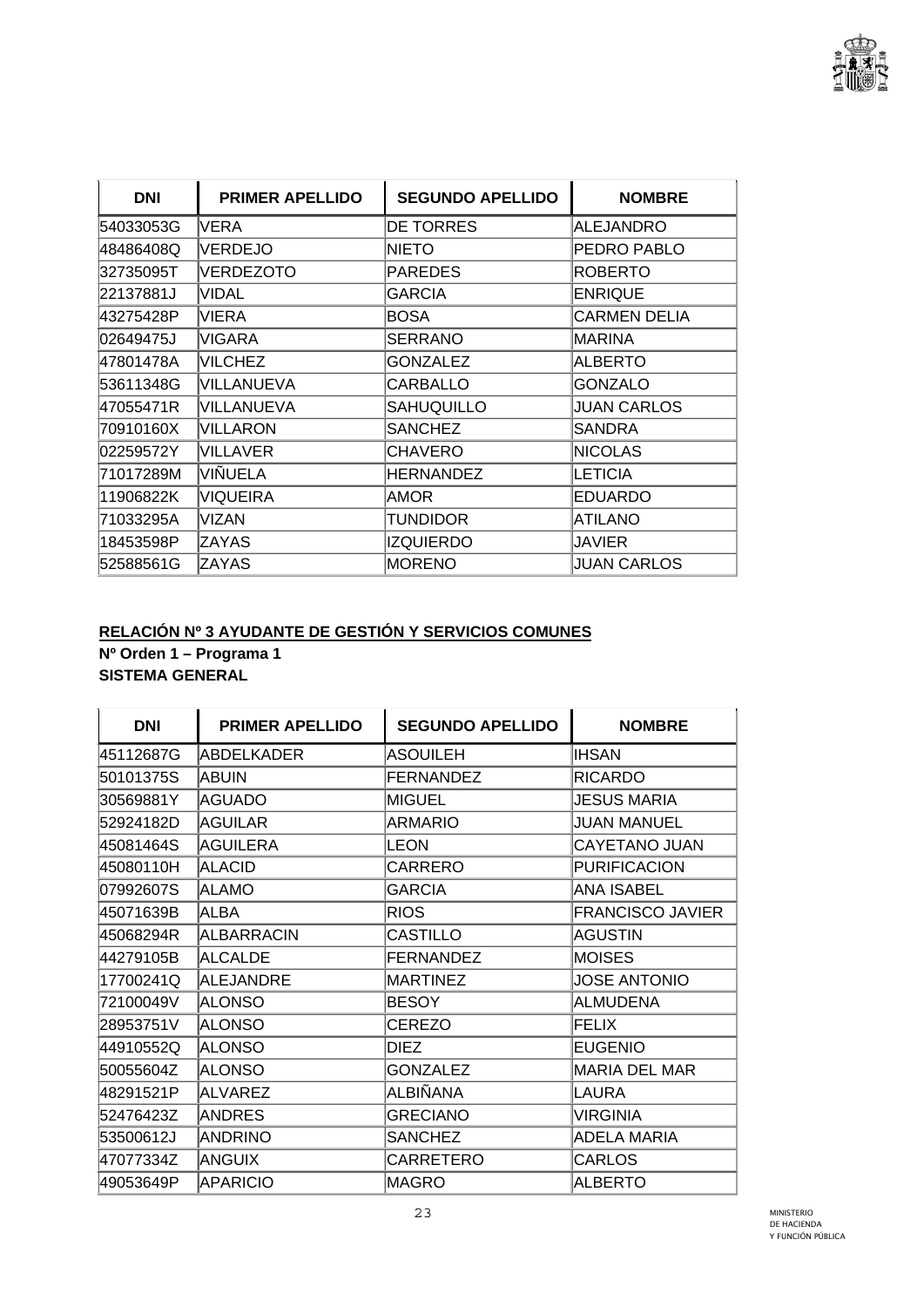| DNI | PRIMER APELLIDO | SEGUNDO APELLIDO | NOMBRE |
|---|---|---|---|
| 54033053G | VERA | DE TORRES | ALEJANDRO |
| 48486408Q | VERDEJO | NIETO | PEDRO PABLO |
| 32735095T | VERDEZOTO | PAREDES | ROBERTO |
| 22137881J | VIDAL | GARCIA | ENRIQUE |
| 43275428P | VIERA | BOSA | CARMEN DELIA |
| 02649475J | VIGARA | SERRANO | MARINA |
| 47801478A | VILCHEZ | GONZALEZ | ALBERTO |
| 53611348G | VILLANUEVA | CARBALLO | GONZALO |
| 47055471R | VILLANUEVA | SAHUQUILLO | JUAN CARLOS |
| 70910160X | VILLARON | SANCHEZ | SANDRA |
| 02259572Y | VILLAVER | CHAVERO | NICOLAS |
| 71017289M | VIÑUELA | HERNANDEZ | LETICIA |
| 11906822K | VIQUEIRA | AMOR | EDUARDO |
| 71033295A | VIZAN | TUNDIDOR | ATILANO |
| 18453598P | ZAYAS | IZQUIERDO | JAVIER |
| 52588561G | ZAYAS | MORENO | JUAN CARLOS |

**RELACIÓN Nº 3 AYUDANTE DE GESTIÓN Y SERVICIOS COMUNES**

**Nº Orden 1 – Programa 1**

**SISTEMA GENERAL**

| DNI | PRIMER APELLIDO | SEGUNDO APELLIDO | NOMBRE |
|---|---|---|---|
| 45112687G | ABDELKADER | ASOUILEH | IHSAN |
| 50101375S | ABUIN | FERNANDEZ | RICARDO |
| 30569881Y | AGUADO | MIGUEL | JESUS MARIA |
| 52924182D | AGUILAR | ARMARIO | JUAN MANUEL |
| 45081464S | AGUILERA | LEON | CAYETANO JUAN |
| 45080110H | ALACID | CARRERO | PURIFICACION |
| 07992607S | ALAMO | GARCIA | ANA ISABEL |
| 45071639B | ALBA | RIOS | FRANCISCO JAVIER |
| 45068294R | ALBARRACIN | CASTILLO | AGUSTIN |
| 44279105B | ALCALDE | FERNANDEZ | MOISES |
| 17700241Q | ALEJANDRE | MARTINEZ | JOSE ANTONIO |
| 72100049V | ALONSO | BESOY | ALMUDENA |
| 28953751V | ALONSO | CEREZO | FELIX |
| 44910552Q | ALONSO | DIEZ | EUGENIO |
| 50055604Z | ALONSO | GONZALEZ | MARIA DEL MAR |
| 48291521P | ALVAREZ | ALBIÑANA | LAURA |
| 52476423Z | ANDRES | GRECIANO | VIRGINIA |
| 53500612J | ANDRINO | SANCHEZ | ADELA MARIA |
| 47077334Z | ANGUIX | CARRETERO | CARLOS |
| 49053649P | APARICIO | MAGRO | ALBERTO |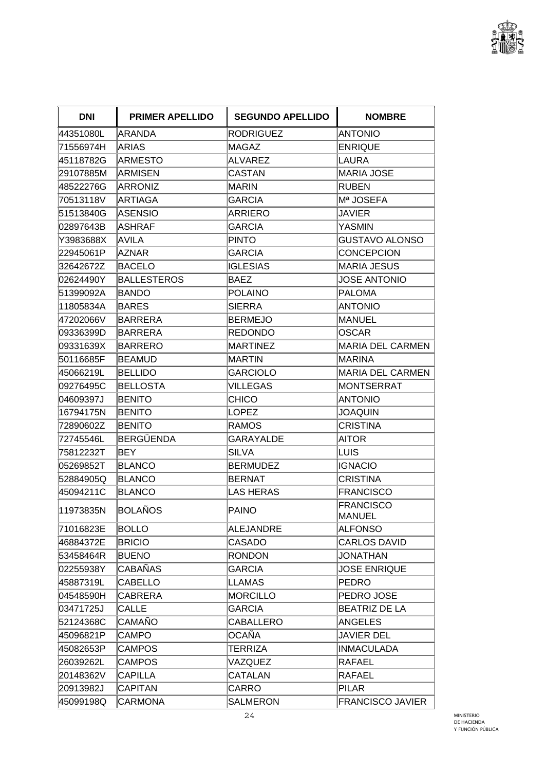| DNI | PRIMER APELLIDO | SEGUNDO APELLIDO | NOMBRE |
|---|---|---|---|
| 44351080L | ARANDA | RODRIGUEZ | ANTONIO |
| 71556974H | ARIAS | MAGAZ | ENRIQUE |
| 45118782G | ARMESTO | ALVAREZ | LAURA |
| 29107885M | ARMISEN | CASTAN | MARIA JOSE |
| 48522276G | ARRONIZ | MARIN | RUBEN |
| 70513118V | ARTIAGA | GARCIA | Mª JOSEFA |
| 51513840G | ASENSIO | ARRIERO | JAVIER |
| 02897643B | ASHRAF | GARCIA | YASMIN |
| Y3983688X | AVILA | PINTO | GUSTAVO ALONSO |
| 22945061P | AZNAR | GARCIA | CONCEPCION |
| 32642672Z | BACELO | IGLESIAS | MARIA JESUS |
| 02624490Y | BALLESTEROS | BAEZ | JOSE ANTONIO |
| 51399092A | BANDO | POLAINO | PALOMA |
| 11805834A | BARES | SIERRA | ANTONIO |
| 47202066V | BARRERA | BERMEJO | MANUEL |
| 09336399D | BARRERA | REDONDO | OSCAR |
| 09331639X | BARRERO | MARTINEZ | MARIA DEL CARMEN |
| 50116685F | BEAMUD | MARTIN | MARINA |
| 45066219L | BELLIDO | GARCIOLO | MARIA DEL CARMEN |
| 09276495C | BELLOSTA | VILLEGAS | MONTSERRAT |
| 04609397J | BENITO | CHICO | ANTONIO |
| 16794175N | BENITO | LOPEZ | JOAQUIN |
| 72890602Z | BENITO | RAMOS | CRISTINA |
| 72745546L | BERGÜENDA | GARAYALDE | AITOR |
| 75812232T | BEY | SILVA | LUIS |
| 05269852T | BLANCO | BERMUDEZ | IGNACIO |
| 52884905Q | BLANCO | BERNAT | CRISTINA |
| 45094211C | BLANCO | LAS HERAS | FRANCISCO |
| 11973835N | BOLAÑOS | PAINO | FRANCISCO MANUEL |
| 71016823E | BOLLO | ALEJANDRE | ALFONSO |
| 46884372E | BRICIO | CASADO | CARLOS DAVID |
| 53458464R | BUENO | RONDON | JONATHAN |
| 02255938Y | CABAÑAS | GARCIA | JOSE ENRIQUE |
| 45887319L | CABELLO | LLAMAS | PEDRO |
| 04548590H | CABRERA | MORCILLO | PEDRO JOSE |
| 03471725J | CALLE | GARCIA | BEATRIZ DE LA |
| 52124368C | CAMAÑO | CABALLERO | ANGELES |
| 45096821P | CAMPO | OCAÑA | JAVIER DEL |
| 45082653P | CAMPOS | TERRIZA | INMACULADA |
| 26039262L | CAMPOS | VAZQUEZ | RAFAEL |
| 20148362V | CAPILLA | CATALAN | RAFAEL |
| 20913982J | CAPITAN | CARRO | PILAR |
| 45099198Q | CARMONA | SALMERON | FRANCISCO JAVIER |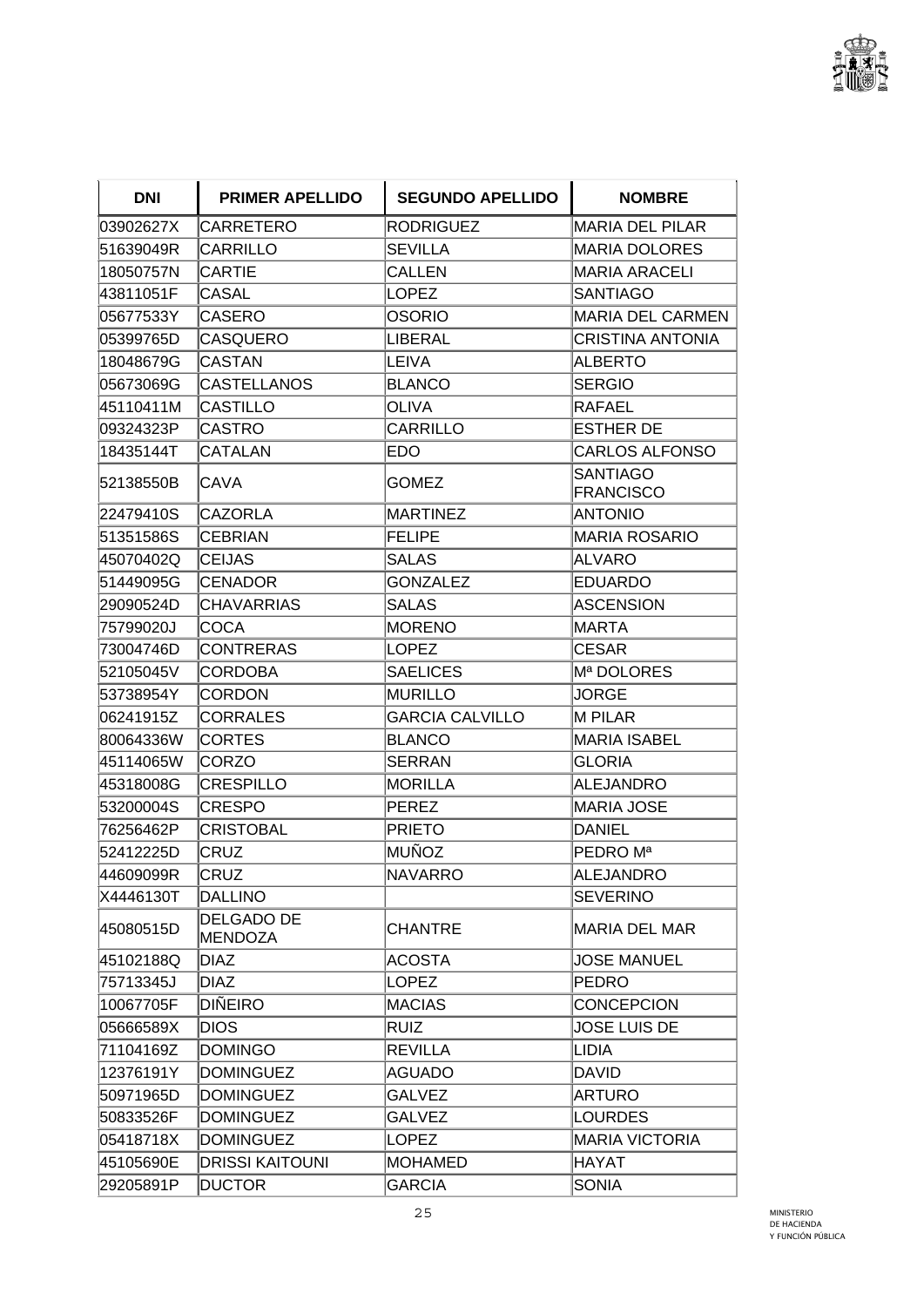| DNI | PRIMER APELLIDO | SEGUNDO APELLIDO | NOMBRE |
| --- | --- | --- | --- |
| 03902627X | CARRETERO | RODRIGUEZ | MARIA DEL PILAR |
| 51639049R | CARRILLO | SEVILLA | MARIA DOLORES |
| 18050757N | CARTIE | CALLEN | MARIA ARACELI |
| 43811051F | CASAL | LOPEZ | SANTIAGO |
| 05677533Y | CASERO | OSORIO | MARIA DEL CARMEN |
| 05399765D | CASQUERO | LIBERAL | CRISTINA ANTONIA |
| 18048679G | CASTAN | LEIVA | ALBERTO |
| 05673069G | CASTELLANOS | BLANCO | SERGIO |
| 45110411M | CASTILLO | OLIVA | RAFAEL |
| 09324323P | CASTRO | CARRILLO | ESTHER DE |
| 18435144T | CATALAN | EDO | CARLOS ALFONSO |
| 52138550B | CAVA | GOMEZ | SANTIAGO FRANCISCO |
| 22479410S | CAZORLA | MARTINEZ | ANTONIO |
| 51351586S | CEBRIAN | FELIPE | MARIA ROSARIO |
| 45070402Q | CEIJAS | SALAS | ALVARO |
| 51449095G | CENADOR | GONZALEZ | EDUARDO |
| 29090524D | CHAVARRIAS | SALAS | ASCENSION |
| 75799020J | COCA | MORENO | MARTA |
| 73004746D | CONTRERAS | LOPEZ | CESAR |
| 52105045V | CORDOBA | SAELICES | Mª DOLORES |
| 53738954Y | CORDON | MURILLO | JORGE |
| 06241915Z | CORRALES | GARCIA CALVILLO | M PILAR |
| 80064336W | CORTES | BLANCO | MARIA ISABEL |
| 45114065W | CORZO | SERRAN | GLORIA |
| 45318008G | CRESPILLO | MORILLA | ALEJANDRO |
| 53200004S | CRESPO | PEREZ | MARIA JOSE |
| 76256462P | CRISTOBAL | PRIETO | DANIEL |
| 52412225D | CRUZ | MUÑOZ | PEDRO Mª |
| 44609099R | CRUZ | NAVARRO | ALEJANDRO |
| X4446130T | DALLINO | | SEVERINO |
| 45080515D | DELGADO DE MENDOZA | CHANTRE | MARIA DEL MAR |
| 45102188Q | DIAZ | ACOSTA | JOSE MANUEL |
| 75713345J | DIAZ | LOPEZ | PEDRO |
| 10067705F | DIÑEIRO | MACIAS | CONCEPCION |
| 05666589X | DIOS | RUIZ | JOSE LUIS DE |
| 71104169Z | DOMINGO | REVILLA | LIDIA |
| 12376191Y | DOMINGUEZ | AGUADO | DAVID |
| 50971965D | DOMINGUEZ | GALVEZ | ARTURO |
| 50833526F | DOMINGUEZ | GALVEZ | LOURDES |
| 05418718X | DOMINGUEZ | LOPEZ | MARIA VICTORIA |
| 45105690E | DRISSI KAITOUNI | MOHAMED | HAYAT |
| 29205891P | DUCTOR | GARCIA | SONIA |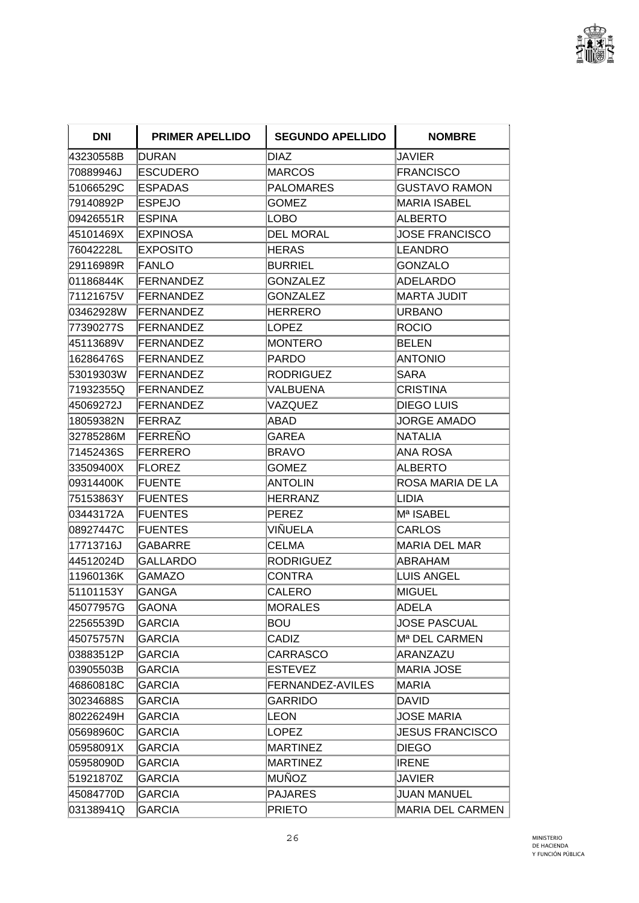| DNI | PRIMER APELLIDO | SEGUNDO APELLIDO | NOMBRE |
|---|---|---|---|
| 43230558B | DURAN | DIAZ | JAVIER |
| 70889946J | ESCUDERO | MARCOS | FRANCISCO |
| 51066529C | ESPADAS | PALOMARES | GUSTAVO RAMON |
| 79140892P | ESPEJO | GOMEZ | MARIA ISABEL |
| 09426551R | ESPINA | LOBO | ALBERTO |
| 45101469X | EXPINOSA | DEL MORAL | JOSE FRANCISCO |
| 76042228L | EXPOSITO | HERAS | LEANDRO |
| 29116989R | FANLO | BURRIEL | GONZALO |
| 01186844K | FERNANDEZ | GONZALEZ | ADELARDO |
| 71121675V | FERNANDEZ | GONZALEZ | MARTA JUDIT |
| 03462928W | FERNANDEZ | HERRERO | URBANO |
| 77390277S | FERNANDEZ | LOPEZ | ROCIO |
| 45113689V | FERNANDEZ | MONTERO | BELEN |
| 16286476S | FERNANDEZ | PARDO | ANTONIO |
| 53019303W | FERNANDEZ | RODRIGUEZ | SARA |
| 71932355Q | FERNANDEZ | VALBUENA | CRISTINA |
| 45069272J | FERNANDEZ | VAZQUEZ | DIEGO LUIS |
| 18059382N | FERRAZ | ABAD | JORGE AMADO |
| 32785286M | FERREÑO | GAREA | NATALIA |
| 71452436S | FERRERO | BRAVO | ANA ROSA |
| 33509400X | FLOREZ | GOMEZ | ALBERTO |
| 09314400K | FUENTE | ANTOLIN | ROSA MARIA DE LA |
| 75153863Y | FUENTES | HERRANZ | LIDIA |
| 03443172A | FUENTES | PEREZ | Mª ISABEL |
| 08927447C | FUENTES | VIÑUELA | CARLOS |
| 17713716J | GABARRE | CELMA | MARIA DEL MAR |
| 44512024D | GALLARDO | RODRIGUEZ | ABRAHAM |
| 11960136K | GAMAZO | CONTRA | LUIS ANGEL |
| 51101153Y | GANGA | CALERO | MIGUEL |
| 45077957G | GAONA | MORALES | ADELA |
| 22565539D | GARCIA | BOU | JOSE PASCUAL |
| 45075757N | GARCIA | CADIZ | Mª DEL CARMEN |
| 03883512P | GARCIA | CARRASCO | ARANZAZU |
| 03905503B | GARCIA | ESTEVEZ | MARIA JOSE |
| 46860818C | GARCIA | FERNANDEZ-AVILES | MARIA |
| 30234688S | GARCIA | GARRIDO | DAVID |
| 80226249H | GARCIA | LEON | JOSE MARIA |
| 05698960C | GARCIA | LOPEZ | JESUS FRANCISCO |
| 05958091X | GARCIA | MARTINEZ | DIEGO |
| 05958090D | GARCIA | MARTINEZ | IRENE |
| 51921870Z | GARCIA | MUÑOZ | JAVIER |
| 45084770D | GARCIA | PAJARES | JUAN MANUEL |
| 03138941Q | GARCIA | PRIETO | MARIA DEL CARMEN |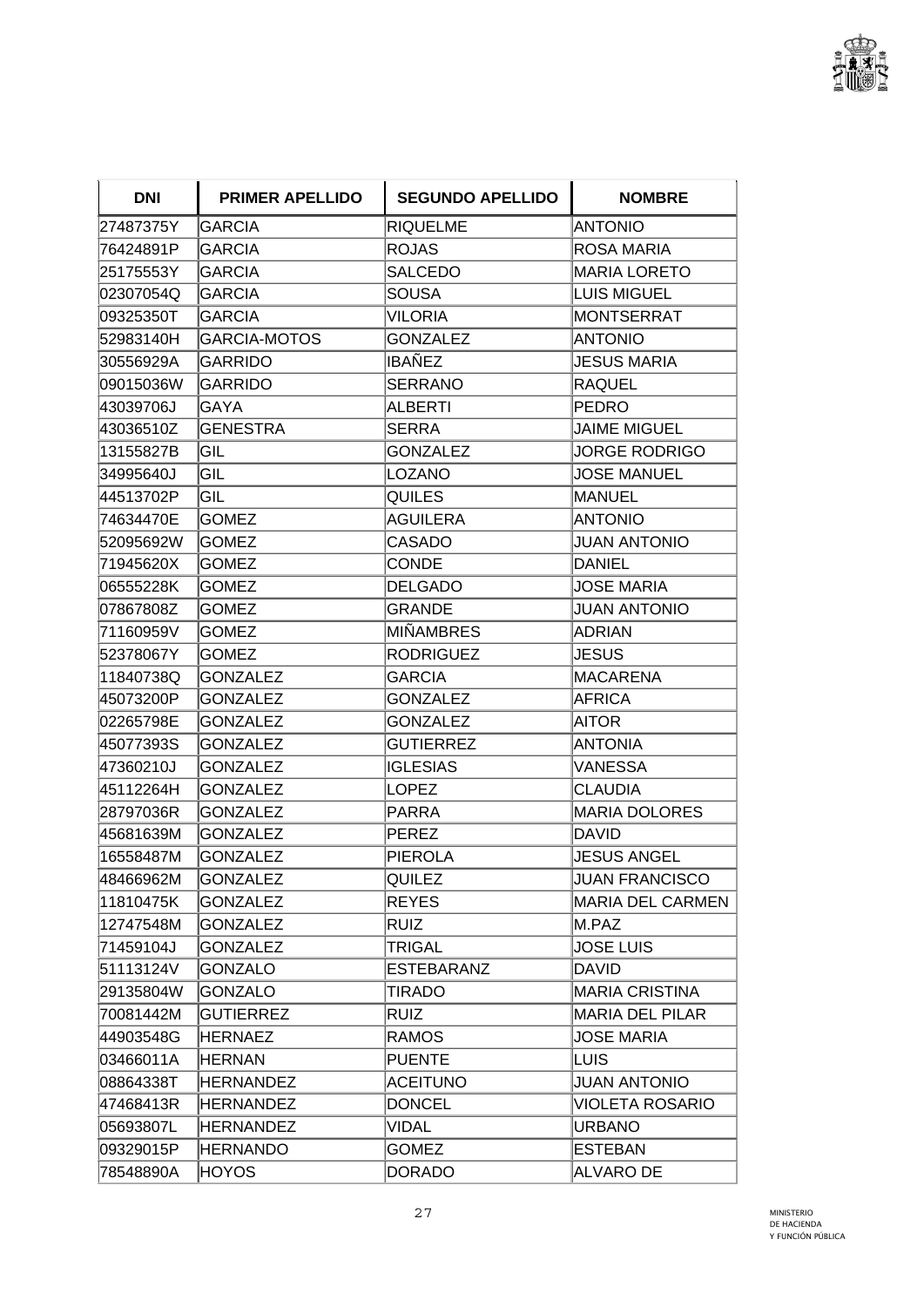| DNI | PRIMER APELLIDO | SEGUNDO APELLIDO | NOMBRE |
|---|---|---|---|
| 27487375Y | GARCIA | RIQUELME | ANTONIO |
| 76424891P | GARCIA | ROJAS | ROSA MARIA |
| 25175553Y | GARCIA | SALCEDO | MARIA LORETO |
| 02307054Q | GARCIA | SOUSA | LUIS MIGUEL |
| 09325350T | GARCIA | VILORIA | MONTSERRAT |
| 52983140H | GARCIA-MOTOS | GONZALEZ | ANTONIO |
| 30556929A | GARRIDO | IBAÑEZ | JESUS MARIA |
| 09015036W | GARRIDO | SERRANO | RAQUEL |
| 43039706J | GAYA | ALBERTI | PEDRO |
| 43036510Z | GENESTRA | SERRA | JAIME MIGUEL |
| 13155827B | GIL | GONZALEZ | JORGE RODRIGO |
| 34995640J | GIL | LOZANO | JOSE MANUEL |
| 44513702P | GIL | QUILES | MANUEL |
| 74634470E | GOMEZ | AGUILERA | ANTONIO |
| 52095692W | GOMEZ | CASADO | JUAN ANTONIO |
| 71945620X | GOMEZ | CONDE | DANIEL |
| 06555228K | GOMEZ | DELGADO | JOSE MARIA |
| 07867808Z | GOMEZ | GRANDE | JUAN ANTONIO |
| 71160959V | GOMEZ | MIÑAMBRES | ADRIAN |
| 52378067Y | GOMEZ | RODRIGUEZ | JESUS |
| 11840738Q | GONZALEZ | GARCIA | MACARENA |
| 45073200P | GONZALEZ | GONZALEZ | AFRICA |
| 02265798E | GONZALEZ | GONZALEZ | AITOR |
| 45077393S | GONZALEZ | GUTIERREZ | ANTONIA |
| 47360210J | GONZALEZ | IGLESIAS | VANESSA |
| 45112264H | GONZALEZ | LOPEZ | CLAUDIA |
| 28797036R | GONZALEZ | PARRA | MARIA DOLORES |
| 45681639M | GONZALEZ | PEREZ | DAVID |
| 16558487M | GONZALEZ | PIEROLA | JESUS ANGEL |
| 48466962M | GONZALEZ | QUILEZ | JUAN FRANCISCO |
| 11810475K | GONZALEZ | REYES | MARIA DEL CARMEN |
| 12747548M | GONZALEZ | RUIZ | M.PAZ |
| 71459104J | GONZALEZ | TRIGAL | JOSE LUIS |
| 51113124V | GONZALO | ESTEBARANZ | DAVID |
| 29135804W | GONZALO | TIRADO | MARIA CRISTINA |
| 70081442M | GUTIERREZ | RUIZ | MARIA DEL PILAR |
| 44903548G | HERNAEZ | RAMOS | JOSE MARIA |
| 03466011A | HERNAN | PUENTE | LUIS |
| 08864338T | HERNANDEZ | ACEITUNO | JUAN ANTONIO |
| 47468413R | HERNANDEZ | DONCEL | VIOLETA ROSARIO |
| 05693807L | HERNANDEZ | VIDAL | URBANO |
| 09329015P | HERNANDO | GOMEZ | ESTEBAN |
| 78548890A | HOYOS | DORADO | ALVARO DE |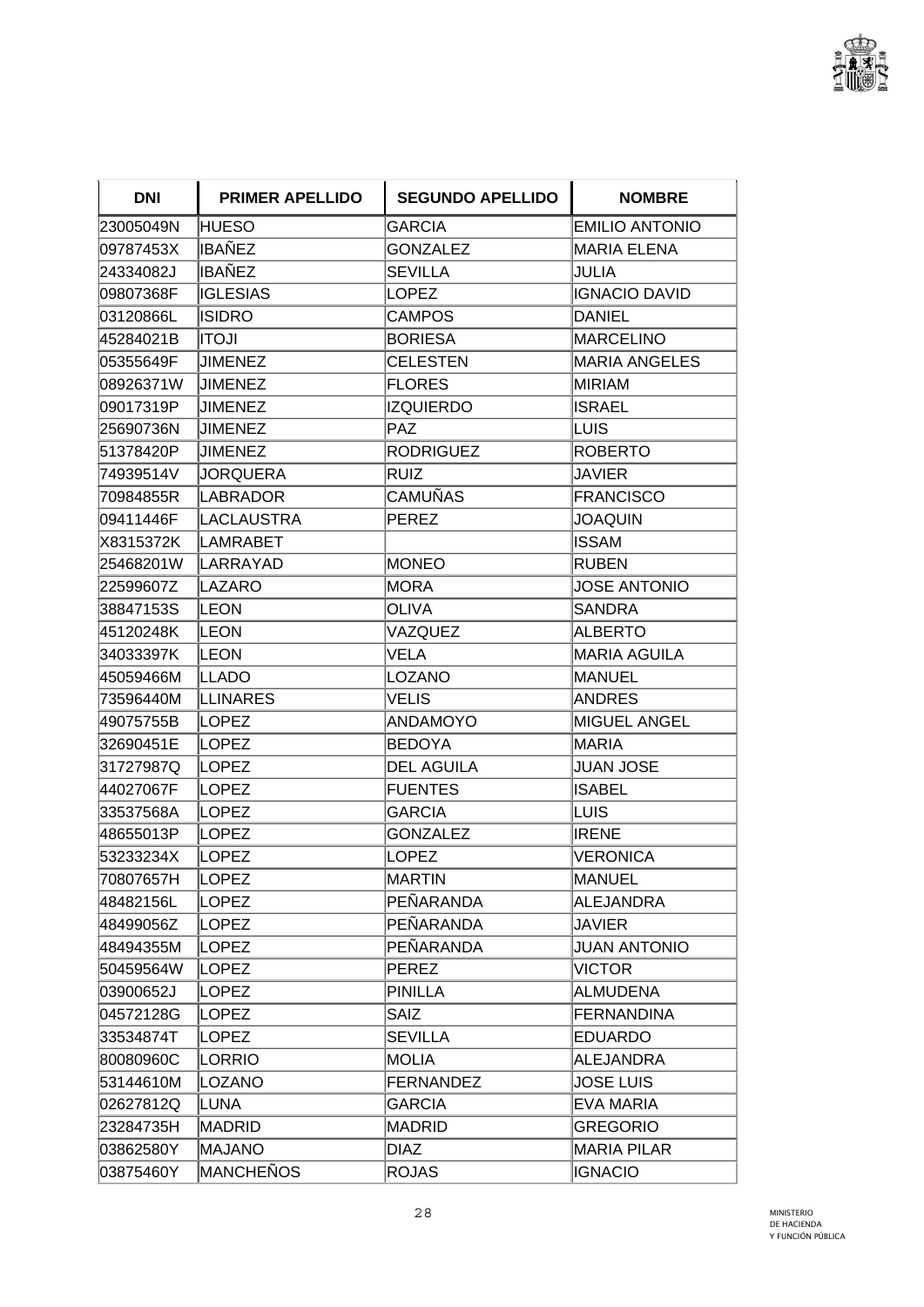| DNI | PRIMER APELLIDO | SEGUNDO APELLIDO | NOMBRE |
|---|---|---|---|
| 23005049N | HUESO | GARCIA | EMILIO ANTONIO |
| 09787453X | IBAÑEZ | GONZALEZ | MARIA ELENA |
| 24334082J | IBAÑEZ | SEVILLA | JULIA |
| 09807368F | IGLESIAS | LOPEZ | IGNACIO DAVID |
| 03120866L | ISIDRO | CAMPOS | DANIEL |
| 45284021B | ITOJI | BORIESA | MARCELINO |
| 05355649F | JIMENEZ | CELESTEN | MARIA ANGELES |
| 08926371W | JIMENEZ | FLORES | MIRIAM |
| 09017319P | JIMENEZ | IZQUIERDO | ISRAEL |
| 25690736N | JIMENEZ | PAZ | LUIS |
| 51378420P | JIMENEZ | RODRIGUEZ | ROBERTO |
| 74939514V | JORQUERA | RUIZ | JAVIER |
| 70984855R | LABRADOR | CAMUÑAS | FRANCISCO |
| 09411446F | LACLAUSTRA | PEREZ | JOAQUIN |
| X8315372K | LAMRABET | | ISSAM |
| 25468201W | LARRAYAD | MONEO | RUBEN |
| 22599607Z | LAZARO | MORA | JOSE ANTONIO |
| 38847153S | LEON | OLIVA | SANDRA |
| 45120248K | LEON | VAZQUEZ | ALBERTO |
| 34033397K | LEON | VELA | MARIA AGUILA |
| 45059466M | LLADO | LOZANO | MANUEL |
| 73596440M | LLINARES | VELIS | ANDRES |
| 49075755B | LOPEZ | ANDAMOYO | MIGUEL ANGEL |
| 32690451E | LOPEZ | BEDOYA | MARIA |
| 31727987Q | LOPEZ | DEL AGUILA | JUAN JOSE |
| 44027067F | LOPEZ | FUENTES | ISABEL |
| 33537568A | LOPEZ | GARCIA | LUIS |
| 48655013P | LOPEZ | GONZALEZ | IRENE |
| 53233234X | LOPEZ | LOPEZ | VERONICA |
| 70807657H | LOPEZ | MARTIN | MANUEL |
| 48482156L | LOPEZ | PEÑARANDA | ALEJANDRA |
| 48499056Z | LOPEZ | PEÑARANDA | JAVIER |
| 48494355M | LOPEZ | PEÑARANDA | JUAN ANTONIO |
| 50459564W | LOPEZ | PEREZ | VICTOR |
| 03900652J | LOPEZ | PINILLA | ALMUDENA |
| 04572128G | LOPEZ | SAIZ | FERNANDINA |
| 33534874T | LOPEZ | SEVILLA | EDUARDO |
| 80080960C | LORRIO | MOLIA | ALEJANDRA |
| 53144610M | LOZANO | FERNANDEZ | JOSE LUIS |
| 02627812Q | LUNA | GARCIA | EVA MARIA |
| 23284735H | MADRID | MADRID | GREGORIO |
| 03862580Y | MAJANO | DIAZ | MARIA PILAR |
| 03875460Y | MANCHEÑOS | ROJAS | IGNACIO |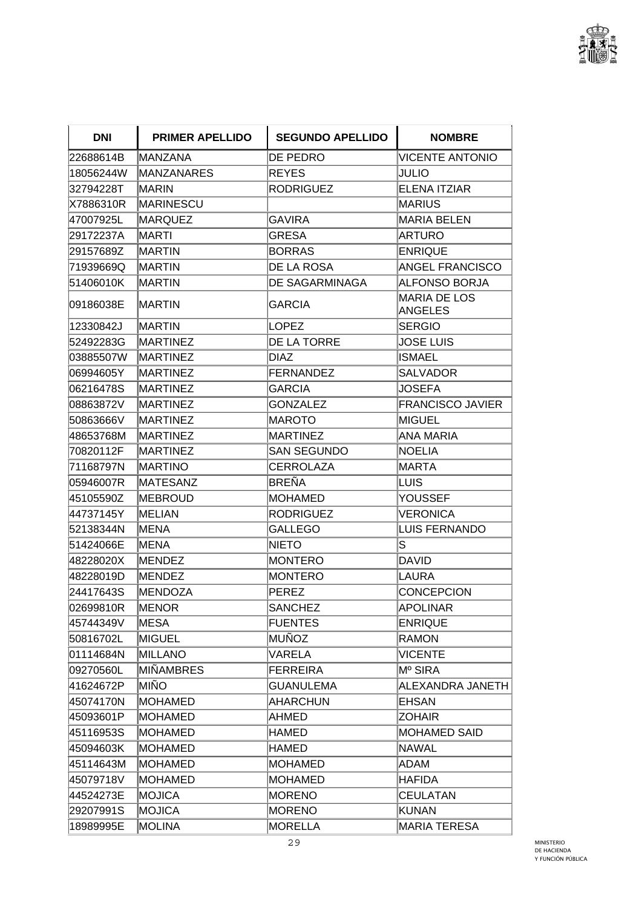| DNI | PRIMER APELLIDO | SEGUNDO APELLIDO | NOMBRE |
| --- | --- | --- | --- |
| 22688614B | MANZANA | DE PEDRO | VICENTE ANTONIO |
| 18056244W | MANZANARES | REYES | JULIO |
| 32794228T | MARIN | RODRIGUEZ | ELENA ITZIAR |
| X7886310R | MARINESCU | | MARIUS |
| 47007925L | MARQUEZ | GAVIRA | MARIA BELEN |
| 29172237A | MARTI | GRESA | ARTURO |
| 29157689Z | MARTIN | BORRAS | ENRIQUE |
| 71939669Q | MARTIN | DE LA ROSA | ANGEL FRANCISCO |
| 51406010K | MARTIN | DE SAGARMINAGA | ALFONSO BORJA |
| 09186038E | MARTIN | GARCIA | MARIA DE LOS ANGELES |
| 12330842J | MARTIN | LOPEZ | SERGIO |
| 52492283G | MARTINEZ | DE LA TORRE | JOSE LUIS |
| 03885507W | MARTINEZ | DIAZ | ISMAEL |
| 06994605Y | MARTINEZ | FERNANDEZ | SALVADOR |
| 06216478S | MARTINEZ | GARCIA | JOSEFA |
| 08863872V | MARTINEZ | GONZALEZ | FRANCISCO JAVIER |
| 50863666V | MARTINEZ | MAROTO | MIGUEL |
| 48653768M | MARTINEZ | MARTINEZ | ANA MARIA |
| 70820112F | MARTINEZ | SAN SEGUNDO | NOELIA |
| 71168797N | MARTINO | CERROLAZA | MARTA |
| 05946007R | MATESANZ | BREÑA | LUIS |
| 45105590Z | MEBROUD | MOHAMED | YOUSSEF |
| 44737145Y | MELIAN | RODRIGUEZ | VERONICA |
| 52138344N | MENA | GALLEGO | LUIS FERNANDO |
| 51424066E | MENA | NIETO | S |
| 48228020X | MENDEZ | MONTERO | DAVID |
| 48228019D | MENDEZ | MONTERO | LAURA |
| 24417643S | MENDOZA | PEREZ | CONCEPCION |
| 02699810R | MENOR | SANCHEZ | APOLINAR |
| 45744349V | MESA | FUENTES | ENRIQUE |
| 50816702L | MIGUEL | MUÑOZ | RAMON |
| 01114684N | MILLANO | VARELA | VICENTE |
| 09270560L | MIÑAMBRES | FERREIRA | Mº SIRA |
| 41624672P | MIÑO | GUANULEMA | ALEXANDRA JANETH |
| 45074170N | MOHAMED | AHARCHUN | EHSAN |
| 45093601P | MOHAMED | AHMED | ZOHAIR |
| 45116953S | MOHAMED | HAMED | MOHAMED SAID |
| 45094603K | MOHAMED | HAMED | NAWAL |
| 45114643M | MOHAMED | MOHAMED | ADAM |
| 45079718V | MOHAMED | MOHAMED | HAFIDA |
| 44524273E | MOJICA | MORENO | CEULATAN |
| 29207991S | MOJICA | MORENO | KUNAN |
| 18989995E | MOLINA | MORELLA | MARIA TERESA |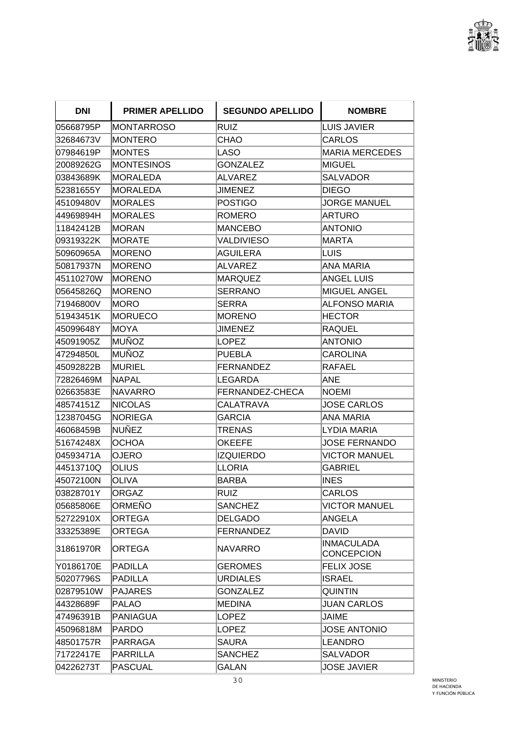| DNI | PRIMER APELLIDO | SEGUNDO APELLIDO | NOMBRE |
|---|---|---|---|
| 05668795P | MONTARROSO | RUIZ | LUIS JAVIER |
| 32684673V | MONTERO | CHAO | CARLOS |
| 07984619P | MONTES | LASO | MARIA MERCEDES |
| 20089262G | MONTESINOS | GONZALEZ | MIGUEL |
| 03843689K | MORALEDA | ALVAREZ | SALVADOR |
| 52381655Y | MORALEDA | JIMENEZ | DIEGO |
| 45109480V | MORALES | POSTIGO | JORGE MANUEL |
| 44969894H | MORALES | ROMERO | ARTURO |
| 11842412B | MORAN | MANCEBO | ANTONIO |
| 09319322K | MORATE | VALDIVIESO | MARTA |
| 50960965A | MORENO | AGUILERA | LUIS |
| 50817937N | MORENO | ALVAREZ | ANA MARIA |
| 45110270W | MORENO | MARQUEZ | ANGEL LUIS |
| 05645826Q | MORENO | SERRANO | MIGUEL ANGEL |
| 71946800V | MORO | SERRA | ALFONSO MARIA |
| 51943451K | MORUECO | MORENO | HECTOR |
| 45099648Y | MOYA | JIMENEZ | RAQUEL |
| 45091905Z | MUÑOZ | LOPEZ | ANTONIO |
| 47294850L | MUÑOZ | PUEBLA | CAROLINA |
| 45092822B | MURIEL | FERNANDEZ | RAFAEL |
| 72826469M | NAPAL | LEGARDA | ANE |
| 02663583E | NAVARRO | FERNANDEZ-CHECA | NOEMI |
| 48574151Z | NICOLAS | CALATRAVA | JOSE CARLOS |
| 12387045G | NORIEGA | GARCIA | ANA MARIA |
| 46068459B | NUÑEZ | TRENAS | LYDIA MARIA |
| 51674248X | OCHOA | OKEEFE | JOSE FERNANDO |
| 04593471A | OJERO | IZQUIERDO | VICTOR MANUEL |
| 44513710Q | OLIUS | LLORIA | GABRIEL |
| 45072100N | OLIVA | BARBA | INES |
| 03828701Y | ORGAZ | RUIZ | CARLOS |
| 05685806E | ORMEÑO | SANCHEZ | VICTOR MANUEL |
| 52722910X | ORTEGA | DELGADO | ANGELA |
| 33325389E | ORTEGA | FERNANDEZ | DAVID |
| 31861970R | ORTEGA | NAVARRO | INMACULADA CONCEPCION |
| Y0186170E | PADILLA | GEROMES | FELIX JOSE |
| 50207796S | PADILLA | URDIALES | ISRAEL |
| 02879510W | PAJARES | GONZALEZ | QUINTIN |
| 44328689F | PALAO | MEDINA | JUAN CARLOS |
| 47496391B | PANIAGUA | LOPEZ | JAIME |
| 45096818M | PARDO | LOPEZ | JOSE ANTONIO |
| 48501757R | PARRAGA | SAURA | LEANDRO |
| 71722417E | PARRILLA | SANCHEZ | SALVADOR |
| 04226273T | PASCUAL | GALAN | JOSE JAVIER |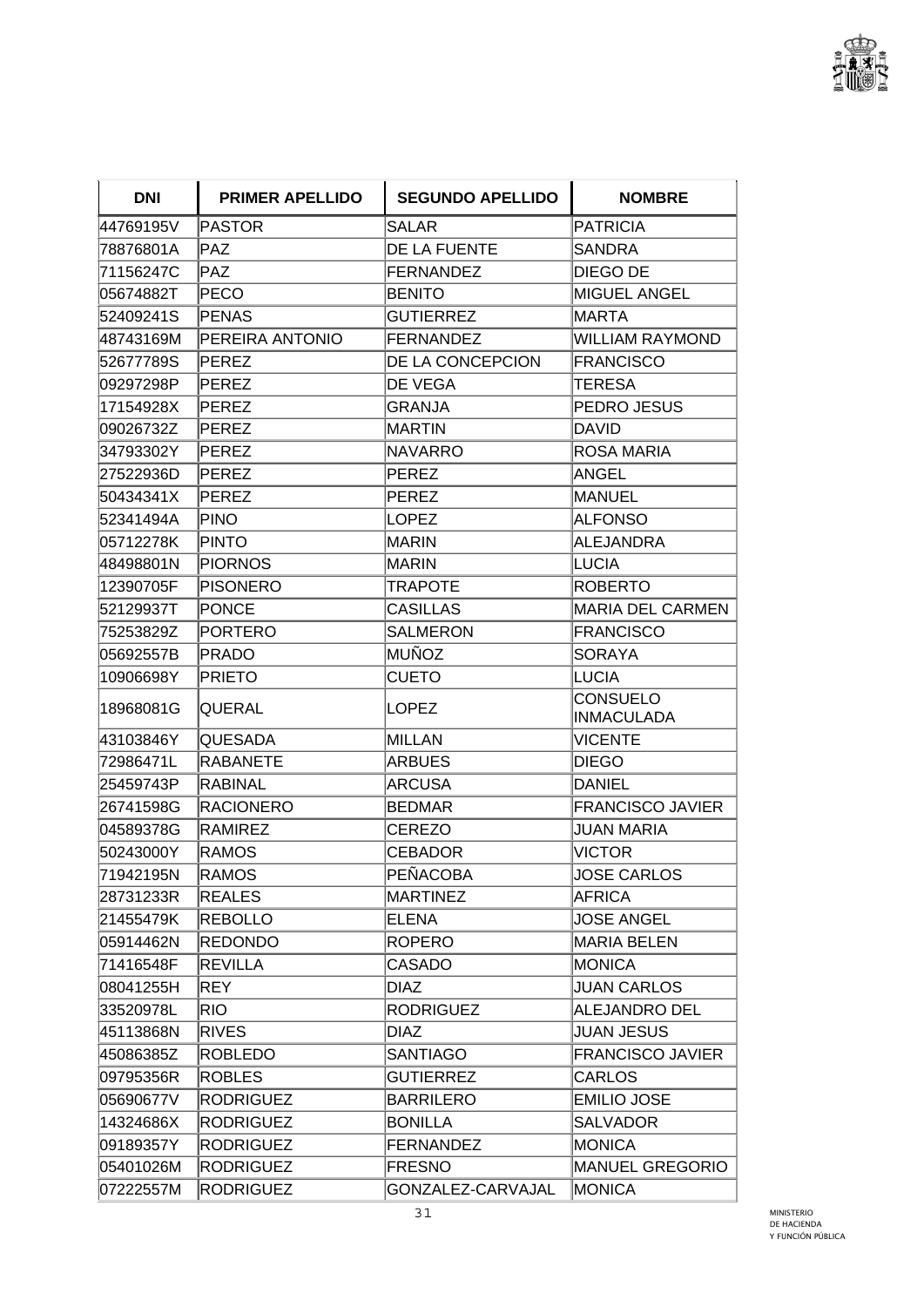| DNI | PRIMER APELLIDO | SEGUNDO APELLIDO | NOMBRE |
|---|---|---|---|
| 44769195V | PASTOR | SALAR | PATRICIA |
| 78876801A | PAZ | DE LA FUENTE | SANDRA |
| 71156247C | PAZ | FERNANDEZ | DIEGO DE |
| 05674882T | PECO | BENITO | MIGUEL ANGEL |
| 52409241S | PENAS | GUTIERREZ | MARTA |
| 48743169M | PEREIRA ANTONIO | FERNANDEZ | WILLIAM RAYMOND |
| 52677789S | PEREZ | DE LA CONCEPCION | FRANCISCO |
| 09297298P | PEREZ | DE VEGA | TERESA |
| 17154928X | PEREZ | GRANJA | PEDRO JESUS |
| 09026732Z | PEREZ | MARTIN | DAVID |
| 34793302Y | PEREZ | NAVARRO | ROSA MARIA |
| 27522936D | PEREZ | PEREZ | ANGEL |
| 50434341X | PEREZ | PEREZ | MANUEL |
| 52341494A | PINO | LOPEZ | ALFONSO |
| 05712278K | PINTO | MARIN | ALEJANDRA |
| 48498801N | PIORNOS | MARIN | LUCIA |
| 12390705F | PISONERO | TRAPOTE | ROBERTO |
| 52129937T | PONCE | CASILLAS | MARIA DEL CARMEN |
| 75253829Z | PORTERO | SALMERON | FRANCISCO |
| 05692557B | PRADO | MUÑOZ | SORAYA |
| 10906698Y | PRIETO | CUETO | LUCIA |
| 18968081G | QUERAL | LOPEZ | CONSUELO INMACULADA |
| 43103846Y | QUESADA | MILLAN | VICENTE |
| 72986471L | RABANETE | ARBUES | DIEGO |
| 25459743P | RABINAL | ARCUSA | DANIEL |
| 26741598G | RACIONERO | BEDMAR | FRANCISCO JAVIER |
| 04589378G | RAMIREZ | CEREZO | JUAN MARIA |
| 50243000Y | RAMOS | CEBADOR | VICTOR |
| 71942195N | RAMOS | PEÑACOBA | JOSE CARLOS |
| 28731233R | REALES | MARTINEZ | AFRICA |
| 21455479K | REBOLLO | ELENA | JOSE ANGEL |
| 05914462N | REDONDO | ROPERO | MARIA BELEN |
| 71416548F | REVILLA | CASADO | MONICA |
| 08041255H | REY | DIAZ | JUAN CARLOS |
| 33520978L | RIO | RODRIGUEZ | ALEJANDRO DEL |
| 45113868N | RIVES | DIAZ | JUAN JESUS |
| 45086385Z | ROBLEDO | SANTIAGO | FRANCISCO JAVIER |
| 09795356R | ROBLES | GUTIERREZ | CARLOS |
| 05690677V | RODRIGUEZ | BARRILERO | EMILIO JOSE |
| 14324686X | RODRIGUEZ | BONILLA | SALVADOR |
| 09189357Y | RODRIGUEZ | FERNANDEZ | MONICA |
| 05401026M | RODRIGUEZ | FRESNO | MANUEL GREGORIO |
| 07222557M | RODRIGUEZ | GONZALEZ-CARVAJAL | MONICA |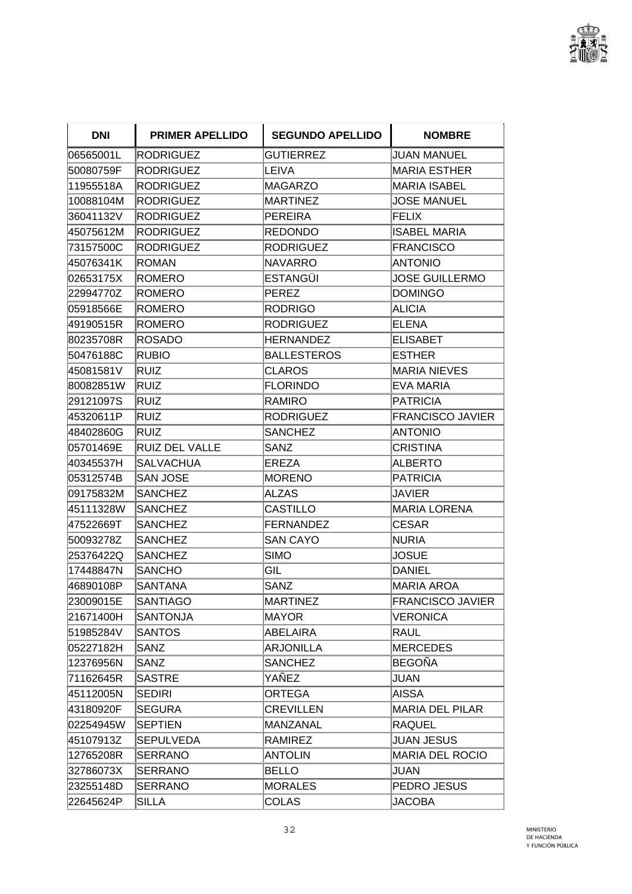| DNI | PRIMER APELLIDO | SEGUNDO APELLIDO | NOMBRE |
|---|---|---|---|
| 06565001L | RODRIGUEZ | GUTIERREZ | JUAN MANUEL |
| 50080759F | RODRIGUEZ | LEIVA | MARIA ESTHER |
| 11955518A | RODRIGUEZ | MAGARZO | MARIA ISABEL |
| 10088104M | RODRIGUEZ | MARTINEZ | JOSE MANUEL |
| 36041132V | RODRIGUEZ | PEREIRA | FELIX |
| 45075612M | RODRIGUEZ | REDONDO | ISABEL MARIA |
| 73157500C | RODRIGUEZ | RODRIGUEZ | FRANCISCO |
| 45076341K | ROMAN | NAVARRO | ANTONIO |
| 02653175X | ROMERO | ESTANGÜI | JOSE GUILLERMO |
| 22994770Z | ROMERO | PEREZ | DOMINGO |
| 05918566E | ROMERO | RODRIGO | ALICIA |
| 49190515R | ROMERO | RODRIGUEZ | ELENA |
| 80235708R | ROSADO | HERNANDEZ | ELISABET |
| 50476188C | RUBIO | BALLESTEROS | ESTHER |
| 45081581V | RUIZ | CLAROS | MARIA NIEVES |
| 80082851W | RUIZ | FLORINDO | EVA MARIA |
| 29121097S | RUIZ | RAMIRO | PATRICIA |
| 45320611P | RUIZ | RODRIGUEZ | FRANCISCO JAVIER |
| 48402860G | RUIZ | SANCHEZ | ANTONIO |
| 05701469E | RUIZ DEL VALLE | SANZ | CRISTINA |
| 40345537H | SALVACHUA | EREZA | ALBERTO |
| 05312574B | SAN JOSE | MORENO | PATRICIA |
| 09175832M | SANCHEZ | ALZAS | JAVIER |
| 45111328W | SANCHEZ | CASTILLO | MARIA LORENA |
| 47522669T | SANCHEZ | FERNANDEZ | CESAR |
| 50093278Z | SANCHEZ | SAN CAYO | NURIA |
| 25376422Q | SANCHEZ | SIMO | JOSUE |
| 17448847N | SANCHO | GIL | DANIEL |
| 46890108P | SANTANA | SANZ | MARIA AROA |
| 23009015E | SANTIAGO | MARTINEZ | FRANCISCO JAVIER |
| 21671400H | SANTONJA | MAYOR | VERONICA |
| 51985284V | SANTOS | ABELAIRA | RAUL |
| 05227182H | SANZ | ARJONILLA | MERCEDES |
| 12376956N | SANZ | SANCHEZ | BEGOÑA |
| 71162645R | SASTRE | YAÑEZ | JUAN |
| 45112005N | SEDIRI | ORTEGA | AISSA |
| 43180920F | SEGURA | CREVILLEN | MARIA DEL PILAR |
| 02254945W | SEPTIEN | MANZANAL | RAQUEL |
| 45107913Z | SEPULVEDA | RAMIREZ | JUAN JESUS |
| 12765208R | SERRANO | ANTOLIN | MARIA DEL ROCIO |
| 32786073X | SERRANO | BELLO | JUAN |
| 23255148D | SERRANO | MORALES | PEDRO JESUS |
| 22645624P | SILLA | COLAS | JACOBA |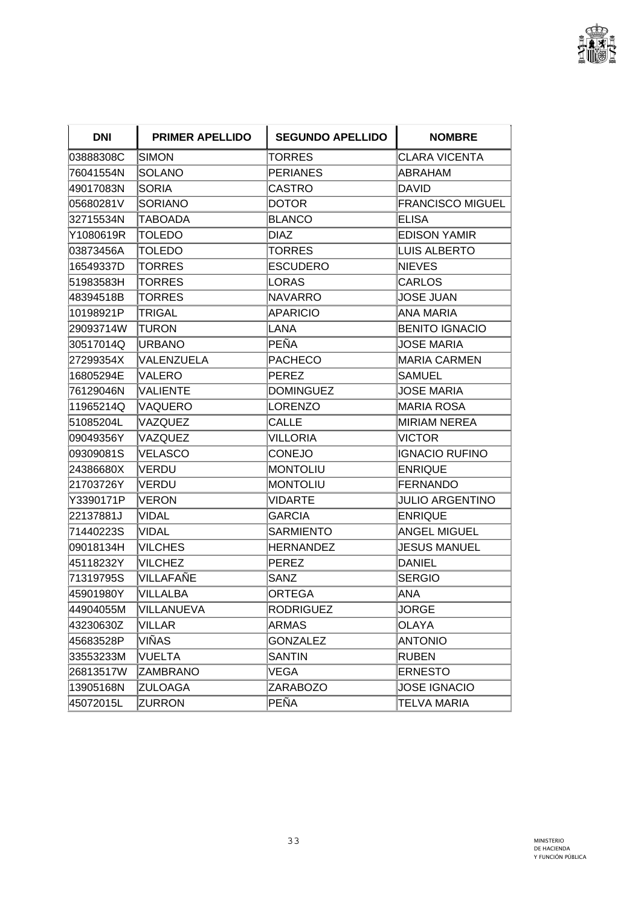| DNI | PRIMER APELLIDO | SEGUNDO APELLIDO | NOMBRE |
|---|---|---|---|
| 03888308C | SIMON | TORRES | CLARA VICENTA |
| 76041554N | SOLANO | PERIANES | ABRAHAM |
| 49017083N | SORIA | CASTRO | DAVID |
| 05680281V | SORIANO | DOTOR | FRANCISCO MIGUEL |
| 32715534N | TABOADA | BLANCO | ELISA |
| Y1080619R | TOLEDO | DIAZ | EDISON YAMIR |
| 03873456A | TOLEDO | TORRES | LUIS ALBERTO |
| 16549337D | TORRES | ESCUDERO | NIEVES |
| 51983583H | TORRES | LORAS | CARLOS |
| 48394518B | TORRES | NAVARRO | JOSE JUAN |
| 10198921P | TRIGAL | APARICIO | ANA MARIA |
| 29093714W | TURON | LANA | BENITO IGNACIO |
| 30517014Q | URBANO | PEÑA | JOSE MARIA |
| 27299354X | VALENZUELA | PACHECO | MARIA CARMEN |
| 16805294E | VALERO | PEREZ | SAMUEL |
| 76129046N | VALIENTE | DOMINGUEZ | JOSE MARIA |
| 11965214Q | VAQUERO | LORENZO | MARIA ROSA |
| 51085204L | VAZQUEZ | CALLE | MIRIAM NEREA |
| 09049356Y | VAZQUEZ | VILLORIA | VICTOR |
| 09309081S | VELASCO | CONEJO | IGNACIO RUFINO |
| 24386680X | VERDU | MONTOLIU | ENRIQUE |
| 21703726Y | VERDU | MONTOLIU | FERNANDO |
| Y3390171P | VERON | VIDARTE | JULIO ARGENTINO |
| 22137881J | VIDAL | GARCIA | ENRIQUE |
| 71440223S | VIDAL | SARMIENTO | ANGEL MIGUEL |
| 09018134H | VILCHES | HERNANDEZ | JESUS MANUEL |
| 45118232Y | VILCHEZ | PEREZ | DANIEL |
| 71319795S | VILLAFAÑE | SANZ | SERGIO |
| 45901980Y | VILLALBA | ORTEGA | ANA |
| 44904055M | VILLANUEVA | RODRIGUEZ | JORGE |
| 43230630Z | VILLAR | ARMAS | OLAYA |
| 45683528P | VIÑAS | GONZALEZ | ANTONIO |
| 33553233M | VUELTA | SANTIN | RUBEN |
| 26813517W | ZAMBRANO | VEGA | ERNESTO |
| 13905168N | ZULOAGA | ZARABOZO | JOSE IGNACIO |
| 45072015L | ZURRON | PEÑA | TELVA MARIA |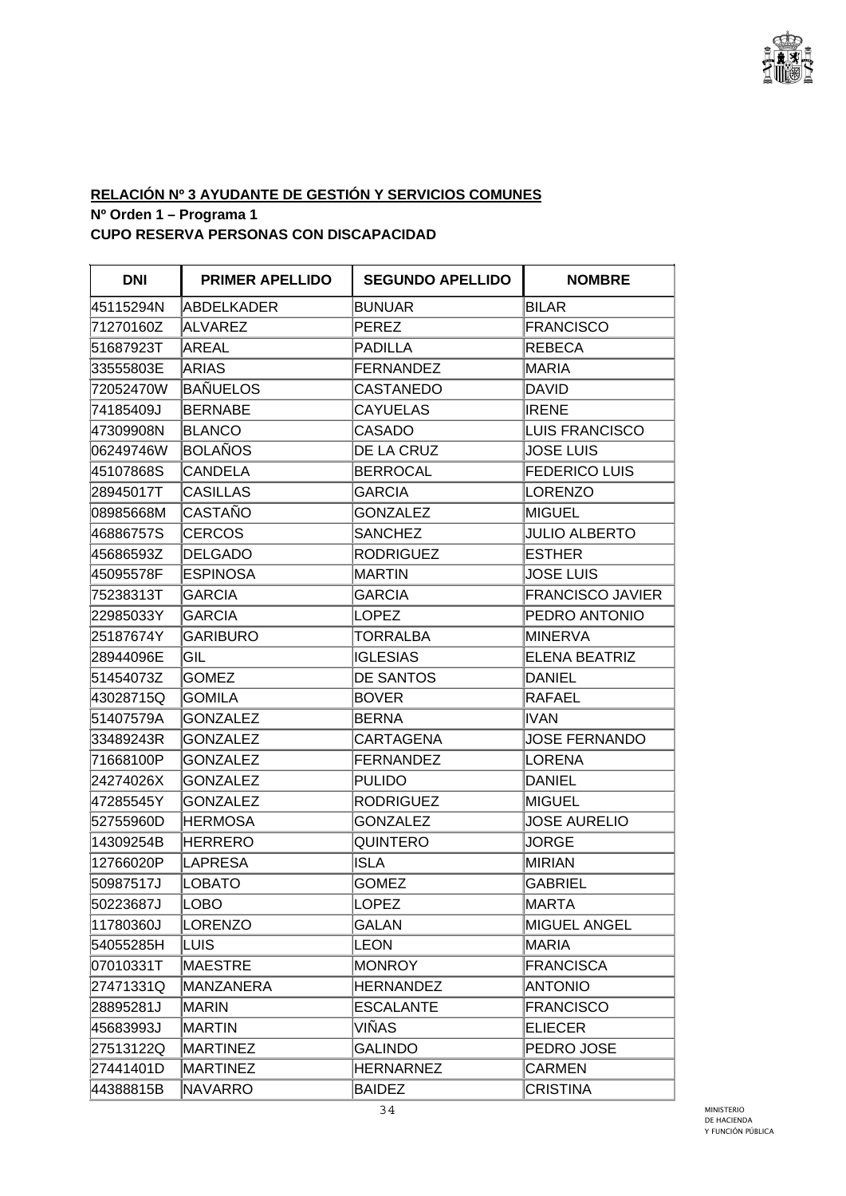**RELACIÓN Nº 3 AYUDANTE DE GESTIÓN Y SERVICIOS COMUNES**

**Nº Orden 1 – Programa 1**

**CUPO RESERVA PERSONAS CON DISCAPACIDAD**

| DNI | PRIMER APELLIDO | SEGUNDO APELLIDO | NOMBRE |
|---|---|---|---|
| 45115294N | ABDELKADER | BUNUAR | BILAR |
| 71270160Z | ALVAREZ | PEREZ | FRANCISCO |
| 51687923T | AREAL | PADILLA | REBECA |
| 33555803E | ARIAS | FERNANDEZ | MARIA |
| 72052470W | BAÑUELOS | CASTANEDO | DAVID |
| 74185409J | BERNABE | CAYUELAS | IRENE |
| 47309908N | BLANCO | CASADO | LUIS FRANCISCO |
| 06249746W | BOLAÑOS | DE LA CRUZ | JOSE LUIS |
| 45107868S | CANDELA | BERROCAL | FEDERICO LUIS |
| 28945017T | CASILLAS | GARCIA | LORENZO |
| 08985668M | CASTAÑO | GONZALEZ | MIGUEL |
| 46886757S | CERCOS | SANCHEZ | JULIO ALBERTO |
| 45686593Z | DELGADO | RODRIGUEZ | ESTHER |
| 45095578F | ESPINOSA | MARTIN | JOSE LUIS |
| 75238313T | GARCIA | GARCIA | FRANCISCO JAVIER |
| 22985033Y | GARCIA | LOPEZ | PEDRO ANTONIO |
| 25187674Y | GARIBURO | TORRALBA | MINERVA |
| 28944096E | GIL | IGLESIAS | ELENA BEATRIZ |
| 51454073Z | GOMEZ | DE SANTOS | DANIEL |
| 43028715Q | GOMILA | BOVER | RAFAEL |
| 51407579A | GONZALEZ | BERNA | IVAN |
| 33489243R | GONZALEZ | CARTAGENA | JOSE FERNANDO |
| 71668100P | GONZALEZ | FERNANDEZ | LORENA |
| 24274026X | GONZALEZ | PULIDO | DANIEL |
| 47285545Y | GONZALEZ | RODRIGUEZ | MIGUEL |
| 52755960D | HERMOSA | GONZALEZ | JOSE AURELIO |
| 14309254B | HERRERO | QUINTERO | JORGE |
| 12766020P | LAPRESA | ISLA | MIRIAN |
| 50987517J | LOBATO | GOMEZ | GABRIEL |
| 50223687J | LOBO | LOPEZ | MARTA |
| 11780360J | LORENZO | GALAN | MIGUEL ANGEL |
| 54055285H | LUIS | LEON | MARIA |
| 07010331T | MAESTRE | MONROY | FRANCISCA |
| 27471331Q | MANZANERA | HERNANDEZ | ANTONIO |
| 28895281J | MARIN | ESCALANTE | FRANCISCO |
| 45683993J | MARTIN | VIÑAS | ELIECER |
| 27513122Q | MARTINEZ | GALINDO | PEDRO JOSE |
| 27441401D | MARTINEZ | HERNARNEZ | CARMEN |
| 44388815B | NAVARRO | BAIDEZ | CRISTINA |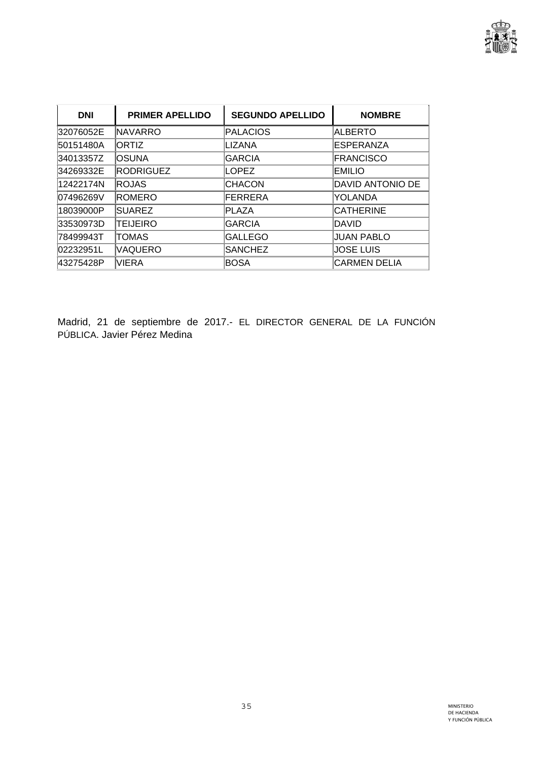| DNI | PRIMER APELLIDO | SEGUNDO APELLIDO | NOMBRE |
|---|---|---|---|
| 32076052E | NAVARRO | PALACIOS | ALBERTO |
| 50151480A | ORTIZ | LIZANA | ESPERANZA |
| 34013357Z | OSUNA | GARCIA | FRANCISCO |
| 34269332E | RODRIGUEZ | LOPEZ | EMILIO |
| 12422174N | ROJAS | CHACON | DAVID ANTONIO DE |
| 07496269V | ROMERO | FERRERA | YOLANDA |
| 18039000P | SUAREZ | PLAZA | CATHERINE |
| 33530973D | TEIJEIRO | GARCIA | DAVID |
| 78499943T | TOMAS | GALLEGO | JUAN PABLO |
| 02232951L | VAQUERO | SANCHEZ | JOSE LUIS |
| 43275428P | VIERA | BOSA | CARMEN DELIA |

Madrid, 21 de septiembre de 2017.- EL DIRECTOR GENERAL DE LA FUNCIÓN PÚBLICA. Javier Pérez Medina